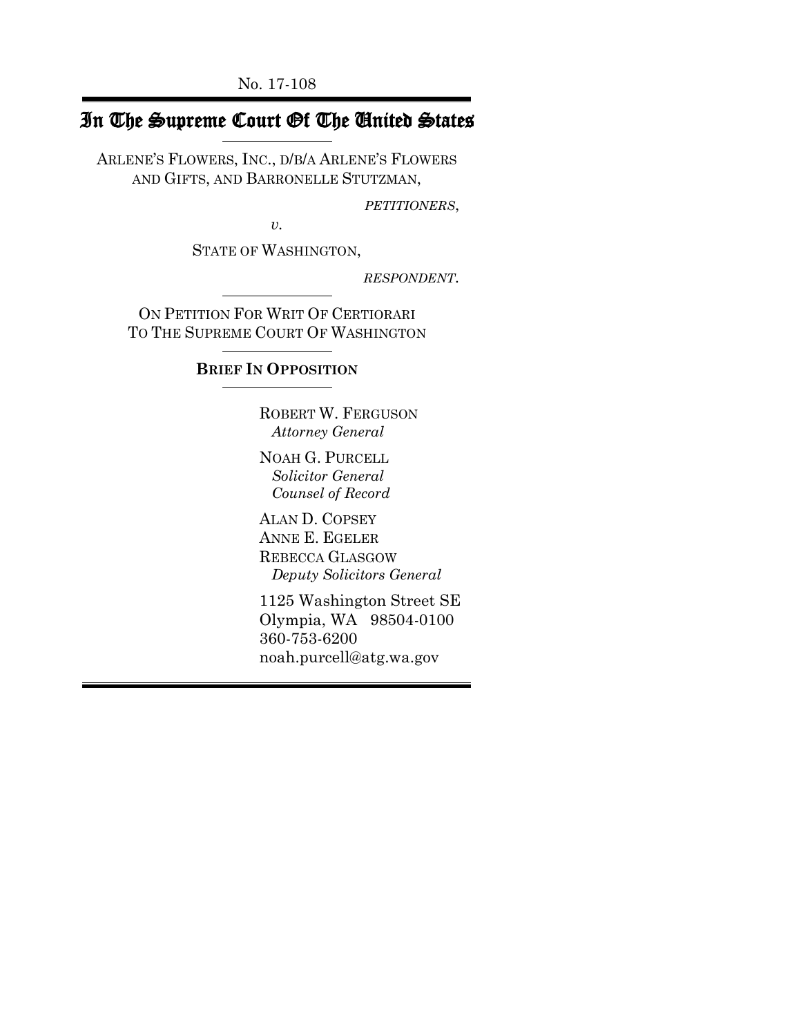No. 17-108

# In The Supreme Court Of The United States

ARLENE'S FLOWERS, INC., D/B/A ARLENE'S FLOWERS AND GIFTS, AND BARRONELLE STUTZMAN,

*PETITIONERS*,

*v.*

STATE OF WASHINGTON,

*RESPONDENT*.

ON PETITION FOR WRIT OF CERTIORARI TO THE SUPREME COURT OF WASHINGTON

**BRIEF IN OPPOSITION**

ROBERT W. FERGUSON
*Attorney General*

NOAH G. PURCELL
*Solicitor General*
*Counsel of Record*

ALAN D. COPSEY
ANNE E. EGELER
REBECCA GLASGOW
*Deputy Solicitors General*

1125 Washington Street SE
Olympia, WA 98504-0100
360-753-6200
noah.purcell@atg.wa.gov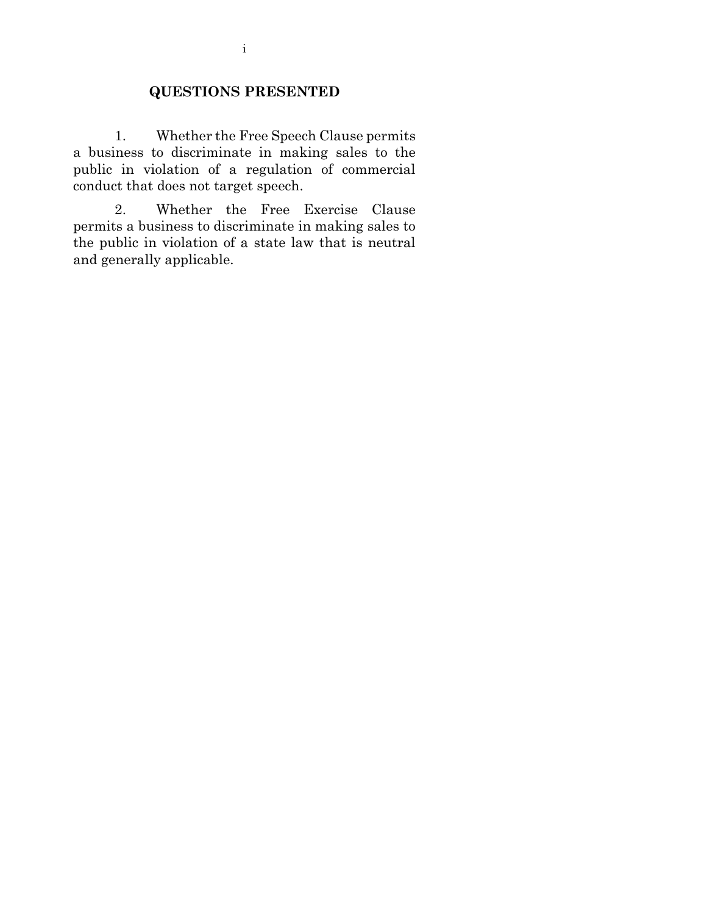## QUESTIONS PRESENTED

1. Whether the Free Speech Clause permits a business to discriminate in making sales to the public in violation of a regulation of commercial conduct that does not target speech.

2. Whether the Free Exercise Clause permits a business to discriminate in making sales to the public in violation of a state law that is neutral and generally applicable.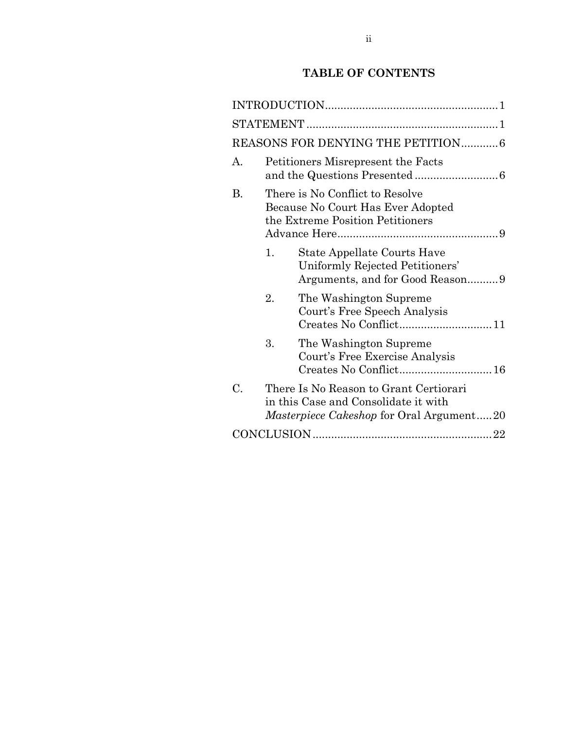## TABLE OF CONTENTS

INTRODUCTION........................................................1

STATEMENT..............................................................1

REASONS FOR DENYING THE PETITION............6

A. Petitioners Misrepresent the Facts and the Questions Presented...........................6

B. There is No Conflict to Resolve Because No Court Has Ever Adopted the Extreme Position Petitioners Advance Here....................................................9

   1. State Appellate Courts Have Uniformly Rejected Petitioners' Arguments, and for Good Reason..........9

   2. The Washington Supreme Court's Free Speech Analysis Creates No Conflict..............................11

   3. The Washington Supreme Court's Free Exercise Analysis Creates No Conflict..............................16

C. There Is No Reason to Grant Certiorari in this Case and Consolidate it with *Masterpiece Cakeshop* for Oral Argument.....20

CONCLUSION..........................................................22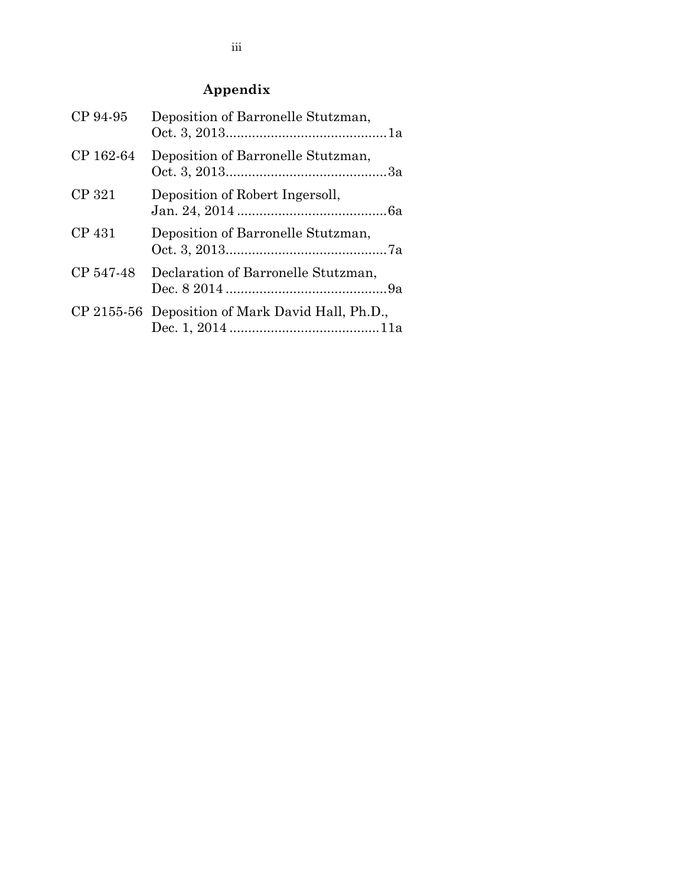# Appendix

| | | |
|---|---|---|
| CP 94-95 | Deposition of Barronelle Stutzman, Oct. 3, 2013 | 1a |
| CP 162-64 | Deposition of Barronelle Stutzman, Oct. 3, 2013 | 3a |
| CP 321 | Deposition of Robert Ingersoll, Jan. 24, 2014 | 6a |
| CP 431 | Deposition of Barronelle Stutzman, Oct. 3, 2013 | 7a |
| CP 547-48 | Declaration of Barronelle Stutzman, Dec. 8 2014 | 9a |
| CP 2155-56 | Deposition of Mark David Hall, Ph.D., Dec. 1, 2014 | 11a |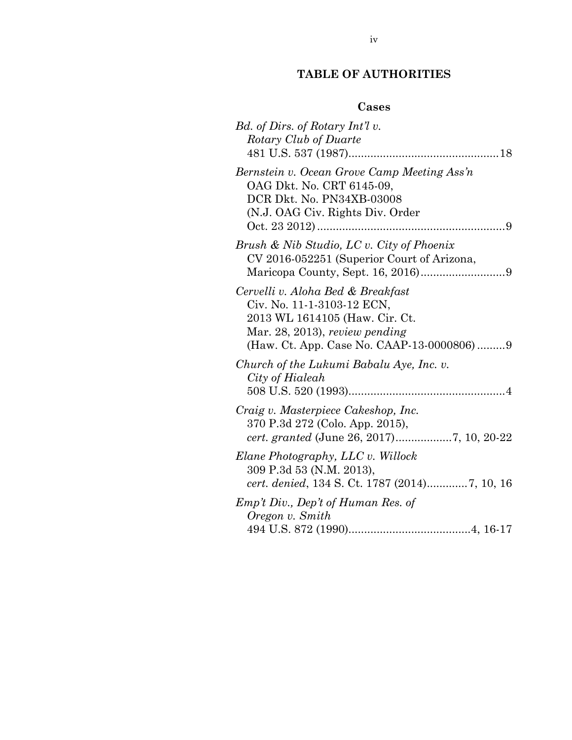## TABLE OF AUTHORITIES

### Cases

*Bd. of Dirs. of Rotary Int'l v. Rotary Club of Duarte*
481 U.S. 537 (1987)................................................18

*Bernstein v. Ocean Grove Camp Meeting Ass'n*
OAG Dkt. No. CRT 6145-09,
DCR Dkt. No. PN34XB-03008
(N.J. OAG Civ. Rights Div. Order
Oct. 23 2012)............................................................9

*Brush & Nib Studio, LC v. City of Phoenix*
CV 2016-052251 (Superior Court of Arizona,
Maricopa County, Sept. 16, 2016)...........................9

*Cervelli v. Aloha Bed & Breakfast*
Civ. No. 11-1-3103-12 ECN,
2013 WL 1614105 (Haw. Cir. Ct.
Mar. 28, 2013), *review pending*
(Haw. Ct. App. Case No. CAAP-13-0000806).........9

*Church of the Lukumi Babalu Aye, Inc. v. City of Hialeah*
508 U.S. 520 (1993)..................................................4

*Craig v. Masterpiece Cakeshop, Inc.*
370 P.3d 272 (Colo. App. 2015),
*cert. granted* (June 26, 2017)..................7, 10, 20-22

*Elane Photography, LLC v. Willock*
309 P.3d 53 (N.M. 2013),
*cert. denied*, 134 S. Ct. 1787 (2014).............7, 10, 16

*Emp't Div., Dep't of Human Res. of Oregon v. Smith*
494 U.S. 872 (1990).......................................4, 16-17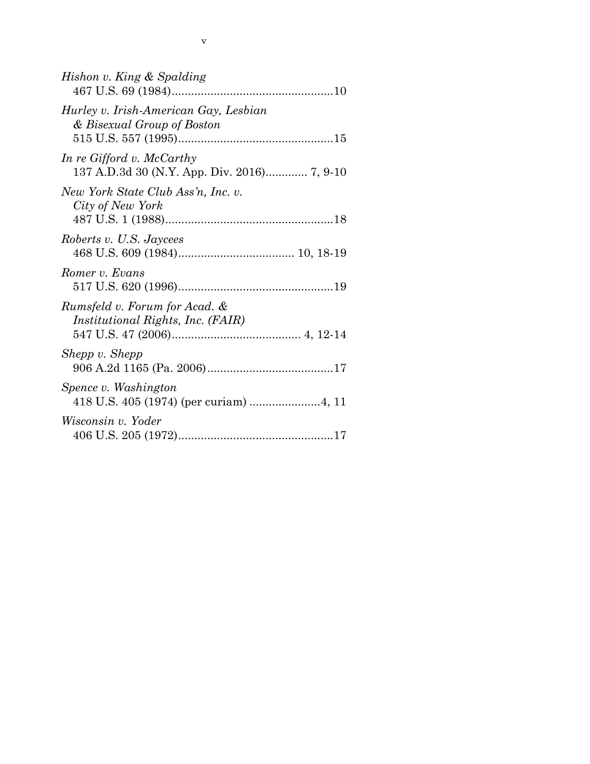*Hishon v. King & Spalding*
467 U.S. 69 (1984)..................................................10

*Hurley v. Irish-American Gay, Lesbian & Bisexual Group of Boston*
515 U.S. 557 (1995)................................................15

*In re Gifford v. McCarthy*
137 A.D.3d 30 (N.Y. App. Div. 2016)............. 7, 9-10

*New York State Club Ass'n, Inc. v. City of New York*
487 U.S. 1 (1988)....................................................18

*Roberts v. U.S. Jaycees*
468 U.S. 609 (1984).................................... 10, 18-19

*Romer v. Evans*
517 U.S. 620 (1996)................................................19

*Rumsfeld v. Forum for Acad. & Institutional Rights, Inc. (FAIR)*
547 U.S. 47 (2006)........................................ 4, 12-14

*Shepp v. Shepp*
906 A.2d 1165 (Pa. 2006).......................................17

*Spence v. Washington*
418 U.S. 405 (1974) (per curiam) ......................4, 11

*Wisconsin v. Yoder*
406 U.S. 205 (1972)................................................17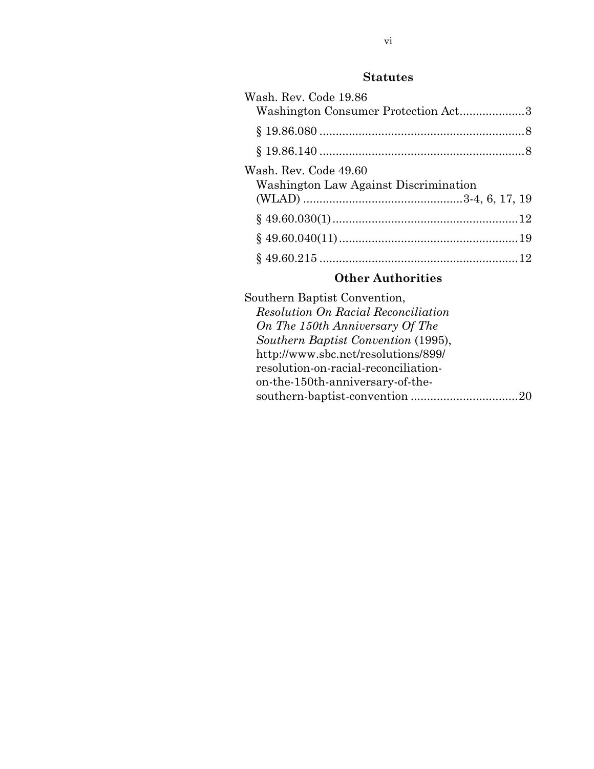## Statutes

Wash. Rev. Code 19.86
Washington Consumer Protection Act....................3

§ 19.86.080 ...............................................................8

§ 19.86.140 ...............................................................8

Wash. Rev. Code 49.60
Washington Law Against Discrimination
(WLAD) .................................................3-4, 6, 17, 19

§ 49.60.030(1).........................................................12

§ 49.60.040(11).......................................................19

§ 49.60.215 ............................................................12

## Other Authorities

Southern Baptist Convention,
*Resolution On Racial Reconciliation On The 150th Anniversary Of The Southern Baptist Convention* (1995), http://www.sbc.net/resolutions/899/resolution-on-racial-reconciliation-on-the-150th-anniversary-of-the-southern-baptist-convention .................................20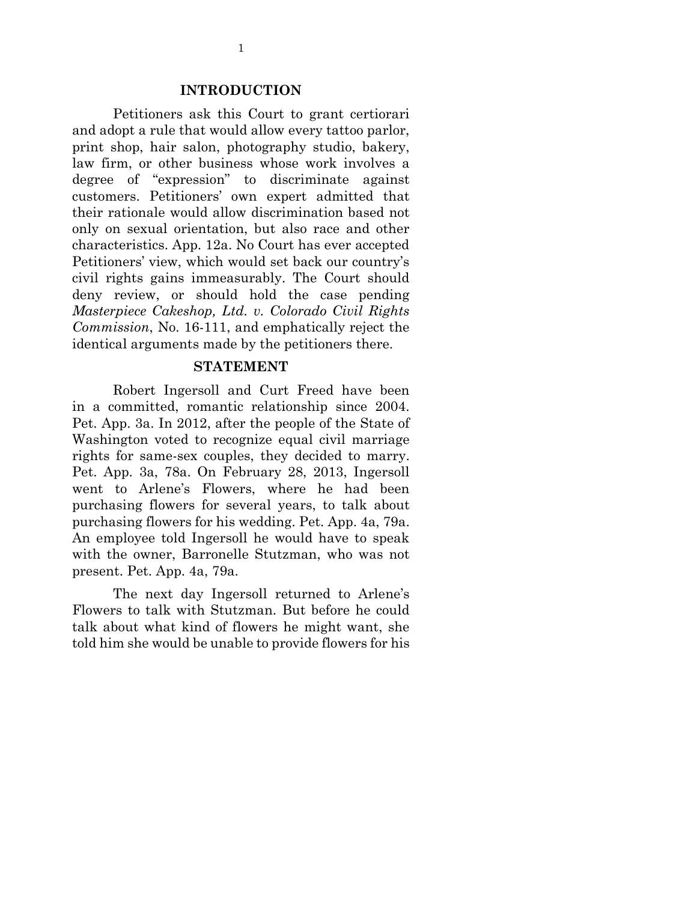## INTRODUCTION

Petitioners ask this Court to grant certiorari and adopt a rule that would allow every tattoo parlor, print shop, hair salon, photography studio, bakery, law firm, or other business whose work involves a degree of "expression" to discriminate against customers. Petitioners' own expert admitted that their rationale would allow discrimination based not only on sexual orientation, but also race and other characteristics. App. 12a. No Court has ever accepted Petitioners' view, which would set back our country's civil rights gains immeasurably. The Court should deny review, or should hold the case pending *Masterpiece Cakeshop, Ltd. v. Colorado Civil Rights Commission*, No. 16-111, and emphatically reject the identical arguments made by the petitioners there.

## STATEMENT

Robert Ingersoll and Curt Freed have been in a committed, romantic relationship since 2004. Pet. App. 3a. In 2012, after the people of the State of Washington voted to recognize equal civil marriage rights for same-sex couples, they decided to marry. Pet. App. 3a, 78a. On February 28, 2013, Ingersoll went to Arlene's Flowers, where he had been purchasing flowers for several years, to talk about purchasing flowers for his wedding. Pet. App. 4a, 79a. An employee told Ingersoll he would have to speak with the owner, Barronelle Stutzman, who was not present. Pet. App. 4a, 79a.

The next day Ingersoll returned to Arlene's Flowers to talk with Stutzman. But before he could talk about what kind of flowers he might want, she told him she would be unable to provide flowers for his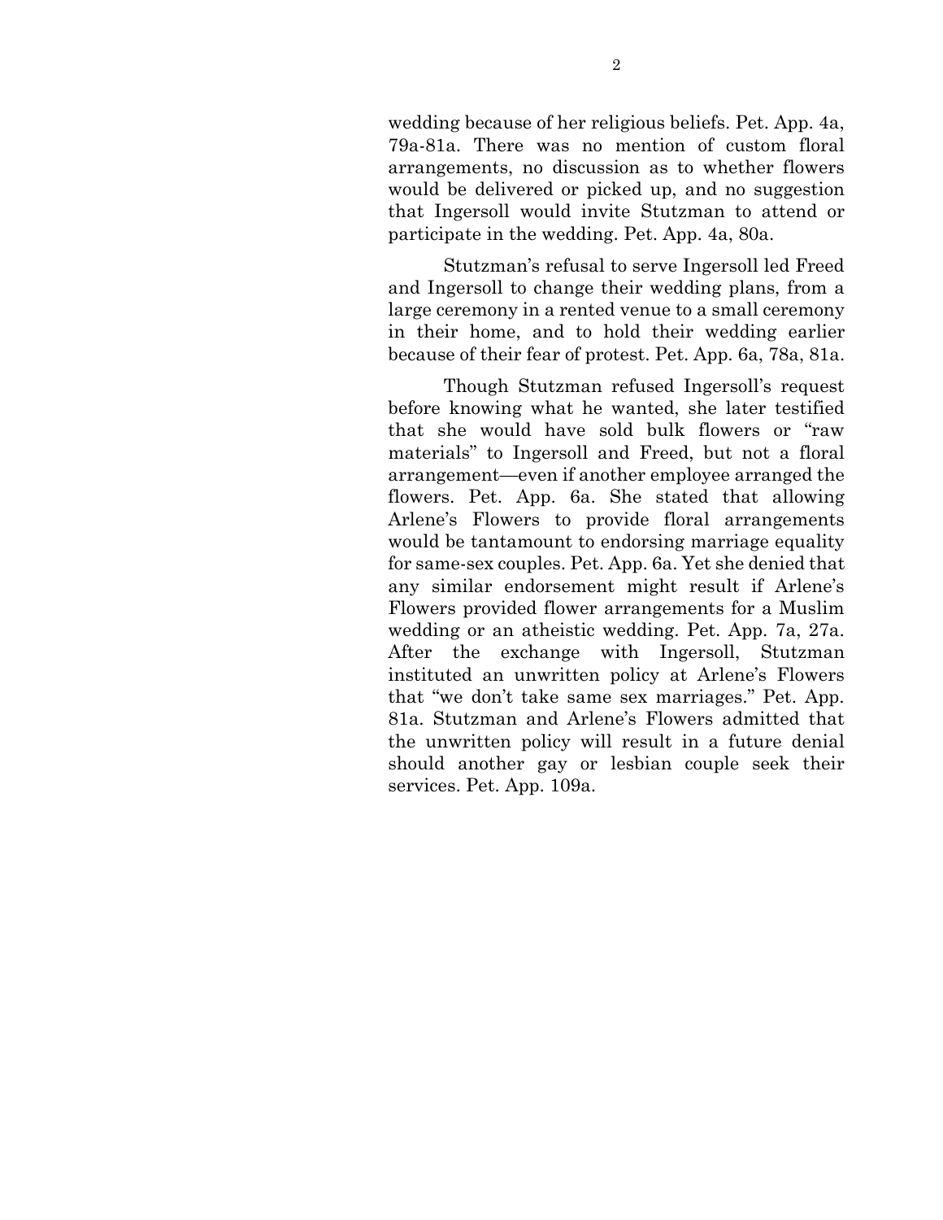wedding because of her religious beliefs. Pet. App. 4a, 79a-81a. There was no mention of custom floral arrangements, no discussion as to whether flowers would be delivered or picked up, and no suggestion that Ingersoll would invite Stutzman to attend or participate in the wedding. Pet. App. 4a, 80a.

Stutzman's refusal to serve Ingersoll led Freed and Ingersoll to change their wedding plans, from a large ceremony in a rented venue to a small ceremony in their home, and to hold their wedding earlier because of their fear of protest. Pet. App. 6a, 78a, 81a.

Though Stutzman refused Ingersoll's request before knowing what he wanted, she later testified that she would have sold bulk flowers or "raw materials" to Ingersoll and Freed, but not a floral arrangement—even if another employee arranged the flowers. Pet. App. 6a. She stated that allowing Arlene's Flowers to provide floral arrangements would be tantamount to endorsing marriage equality for same-sex couples. Pet. App. 6a. Yet she denied that any similar endorsement might result if Arlene's Flowers provided flower arrangements for a Muslim wedding or an atheistic wedding. Pet. App. 7a, 27a. After the exchange with Ingersoll, Stutzman instituted an unwritten policy at Arlene's Flowers that "we don't take same sex marriages." Pet. App. 81a. Stutzman and Arlene's Flowers admitted that the unwritten policy will result in a future denial should another gay or lesbian couple seek their services. Pet. App. 109a.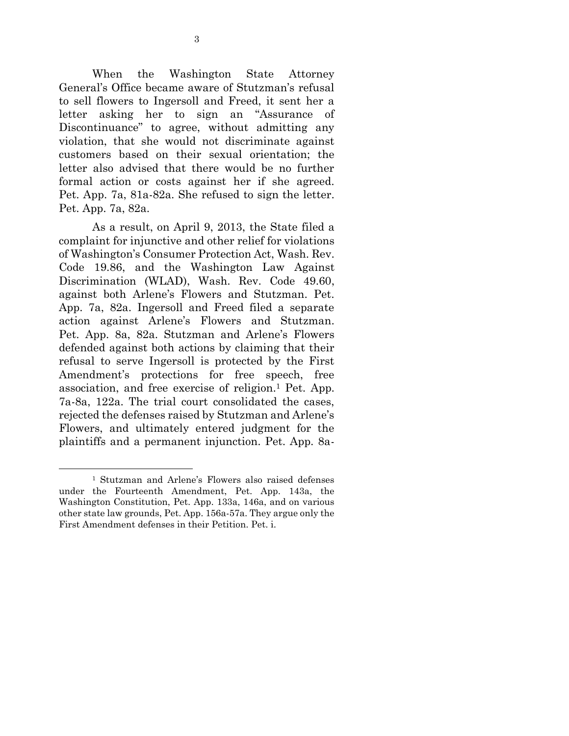When the Washington State Attorney General's Office became aware of Stutzman's refusal to sell flowers to Ingersoll and Freed, it sent her a letter asking her to sign an "Assurance of Discontinuance" to agree, without admitting any violation, that she would not discriminate against customers based on their sexual orientation; the letter also advised that there would be no further formal action or costs against her if she agreed. Pet. App. 7a, 81a-82a. She refused to sign the letter. Pet. App. 7a, 82a.

As a result, on April 9, 2013, the State filed a complaint for injunctive and other relief for violations of Washington's Consumer Protection Act, Wash. Rev. Code 19.86, and the Washington Law Against Discrimination (WLAD), Wash. Rev. Code 49.60, against both Arlene's Flowers and Stutzman. Pet. App. 7a, 82a. Ingersoll and Freed filed a separate action against Arlene's Flowers and Stutzman. Pet. App. 8a, 82a. Stutzman and Arlene's Flowers defended against both actions by claiming that their refusal to serve Ingersoll is protected by the First Amendment's protections for free speech, free association, and free exercise of religion.[1] Pet. App. 7a-8a, 122a. The trial court consolidated the cases, rejected the defenses raised by Stutzman and Arlene's Flowers, and ultimately entered judgment for the plaintiffs and a permanent injunction. Pet. App. 8a-

---

[1] Stutzman and Arlene's Flowers also raised defenses under the Fourteenth Amendment, Pet. App. 143a, the Washington Constitution, Pet. App. 133a, 146a, and on various other state law grounds, Pet. App. 156a-57a. They argue only the First Amendment defenses in their Petition. Pet. i.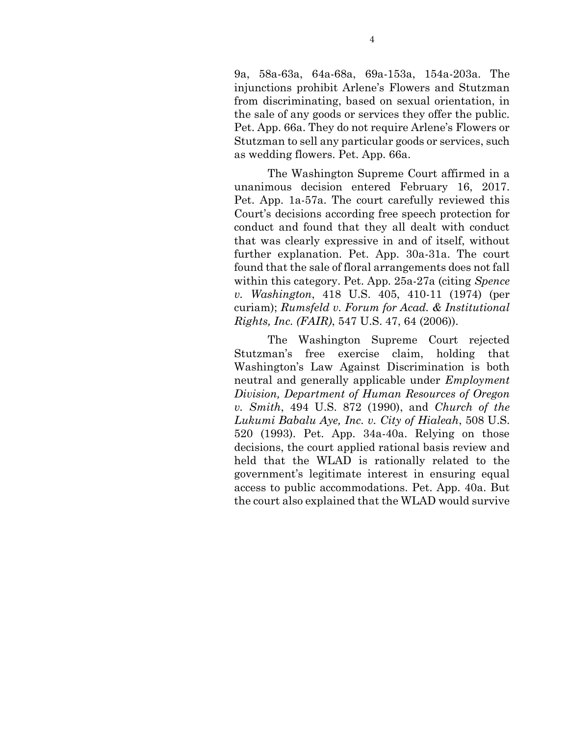9a, 58a-63a, 64a-68a, 69a-153a, 154a-203a. The injunctions prohibit Arlene's Flowers and Stutzman from discriminating, based on sexual orientation, in the sale of any goods or services they offer the public. Pet. App. 66a. They do not require Arlene's Flowers or Stutzman to sell any particular goods or services, such as wedding flowers. Pet. App. 66a.

The Washington Supreme Court affirmed in a unanimous decision entered February 16, 2017. Pet. App. 1a-57a. The court carefully reviewed this Court's decisions according free speech protection for conduct and found that they all dealt with conduct that was clearly expressive in and of itself, without further explanation. Pet. App. 30a-31a. The court found that the sale of floral arrangements does not fall within this category. Pet. App. 25a-27a (citing *Spence v. Washington*, 418 U.S. 405, 410-11 (1974) (per curiam); *Rumsfeld v. Forum for Acad. & Institutional Rights, Inc. (FAIR)*, 547 U.S. 47, 64 (2006)).

The Washington Supreme Court rejected Stutzman's free exercise claim, holding that Washington's Law Against Discrimination is both neutral and generally applicable under *Employment Division, Department of Human Resources of Oregon v. Smith*, 494 U.S. 872 (1990), and *Church of the Lukumi Babalu Aye, Inc. v. City of Hialeah*, 508 U.S. 520 (1993). Pet. App. 34a-40a. Relying on those decisions, the court applied rational basis review and held that the WLAD is rationally related to the government's legitimate interest in ensuring equal access to public accommodations. Pet. App. 40a. But the court also explained that the WLAD would survive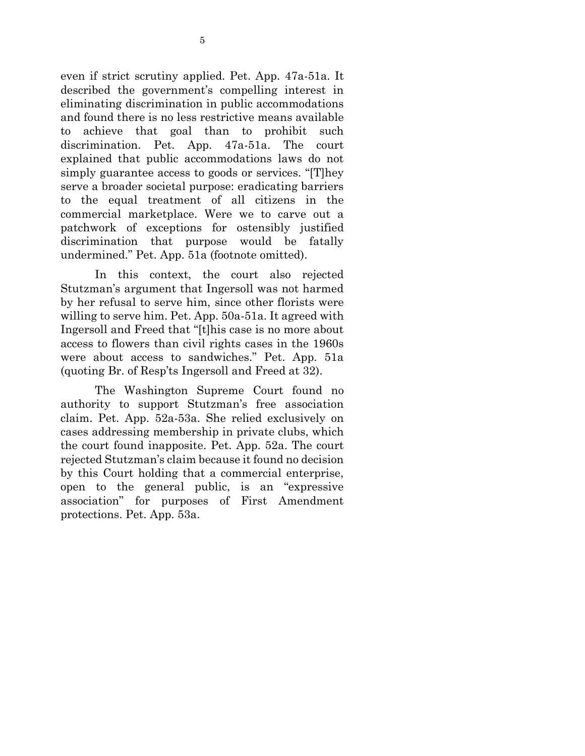even if strict scrutiny applied. Pet. App. 47a-51a. It described the government's compelling interest in eliminating discrimination in public accommodations and found there is no less restrictive means available to achieve that goal than to prohibit such discrimination. Pet. App. 47a-51a. The court explained that public accommodations laws do not simply guarantee access to goods or services. "[T]hey serve a broader societal purpose: eradicating barriers to the equal treatment of all citizens in the commercial marketplace. Were we to carve out a patchwork of exceptions for ostensibly justified discrimination that purpose would be fatally undermined." Pet. App. 51a (footnote omitted).

In this context, the court also rejected Stutzman's argument that Ingersoll was not harmed by her refusal to serve him, since other florists were willing to serve him. Pet. App. 50a-51a. It agreed with Ingersoll and Freed that "[t]his case is no more about access to flowers than civil rights cases in the 1960s were about access to sandwiches." Pet. App. 51a (quoting Br. of Resp'ts Ingersoll and Freed at 32).

The Washington Supreme Court found no authority to support Stutzman's free association claim. Pet. App. 52a-53a. She relied exclusively on cases addressing membership in private clubs, which the court found inapposite. Pet. App. 52a. The court rejected Stutzman's claim because it found no decision by this Court holding that a commercial enterprise, open to the general public, is an "expressive association" for purposes of First Amendment protections. Pet. App. 53a.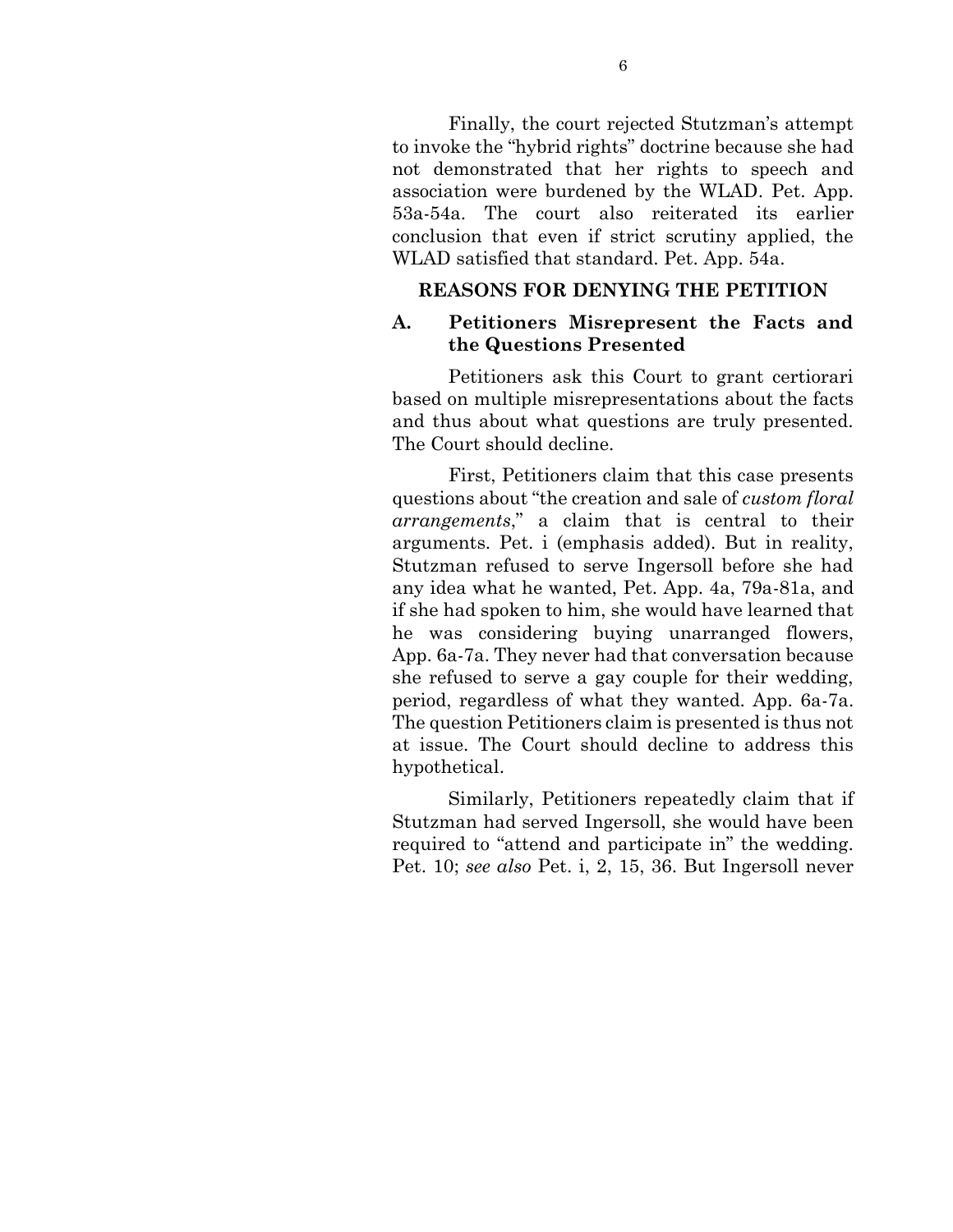Finally, the court rejected Stutzman's attempt to invoke the "hybrid rights" doctrine because she had not demonstrated that her rights to speech and association were burdened by the WLAD. Pet. App. 53a-54a. The court also reiterated its earlier conclusion that even if strict scrutiny applied, the WLAD satisfied that standard. Pet. App. 54a.

## REASONS FOR DENYING THE PETITION

### A. Petitioners Misrepresent the Facts and the Questions Presented

Petitioners ask this Court to grant certiorari based on multiple misrepresentations about the facts and thus about what questions are truly presented. The Court should decline.

First, Petitioners claim that this case presents questions about "the creation and sale of *custom floral arrangements*," a claim that is central to their arguments. Pet. i (emphasis added). But in reality, Stutzman refused to serve Ingersoll before she had any idea what he wanted, Pet. App. 4a, 79a-81a, and if she had spoken to him, she would have learned that he was considering buying unarranged flowers, App. 6a-7a. They never had that conversation because she refused to serve a gay couple for their wedding, period, regardless of what they wanted. App. 6a-7a. The question Petitioners claim is presented is thus not at issue. The Court should decline to address this hypothetical.

Similarly, Petitioners repeatedly claim that if Stutzman had served Ingersoll, she would have been required to "attend and participate in" the wedding. Pet. 10; *see also* Pet. i, 2, 15, 36. But Ingersoll never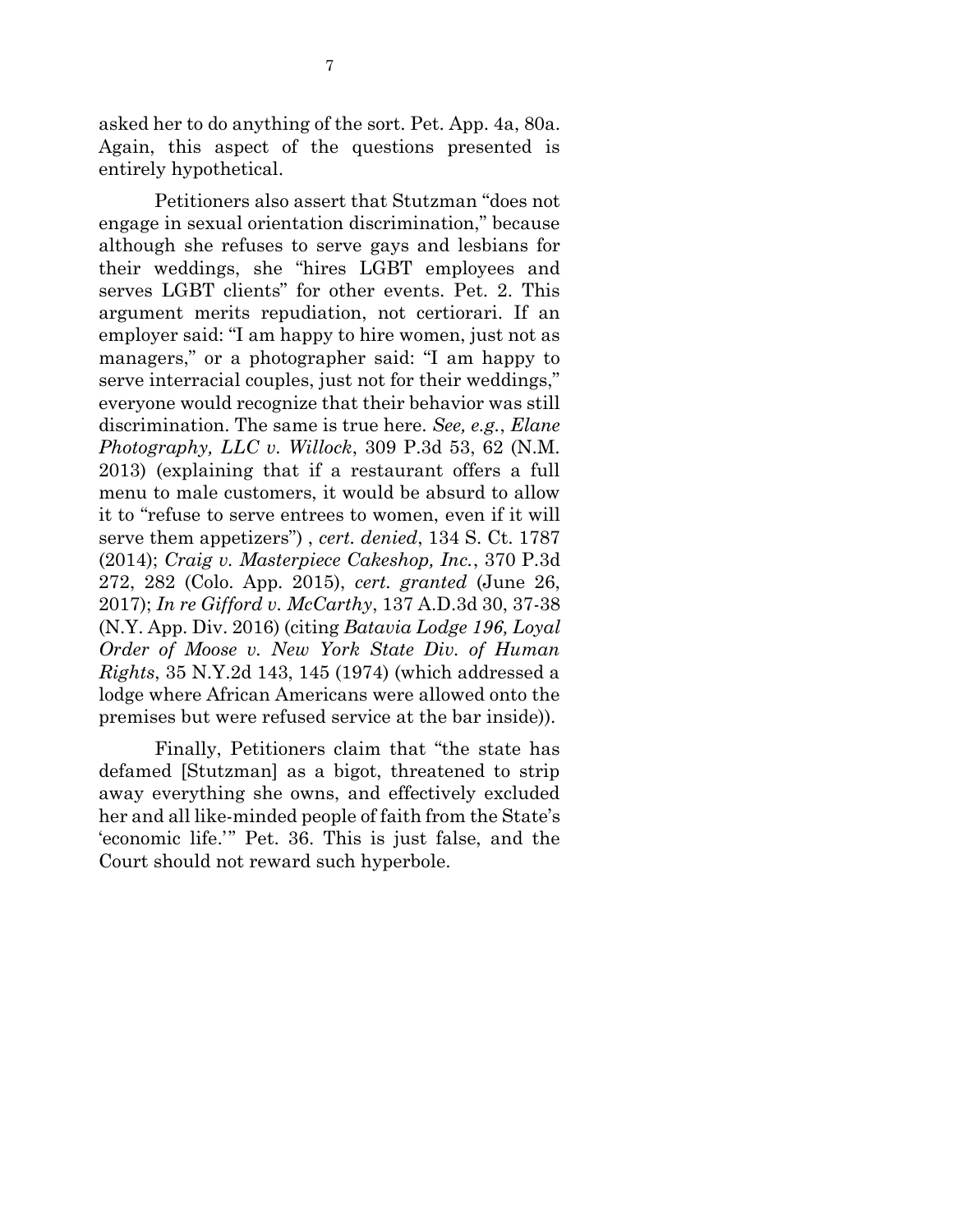asked her to do anything of the sort. Pet. App. 4a, 80a. Again, this aspect of the questions presented is entirely hypothetical.

Petitioners also assert that Stutzman "does not engage in sexual orientation discrimination," because although she refuses to serve gays and lesbians for their weddings, she "hires LGBT employees and serves LGBT clients" for other events. Pet. 2. This argument merits repudiation, not certiorari. If an employer said: "I am happy to hire women, just not as managers," or a photographer said: "I am happy to serve interracial couples, just not for their weddings," everyone would recognize that their behavior was still discrimination. The same is true here. *See, e.g.*, *Elane Photography, LLC v. Willock*, 309 P.3d 53, 62 (N.M. 2013) (explaining that if a restaurant offers a full menu to male customers, it would be absurd to allow it to "refuse to serve entrees to women, even if it will serve them appetizers") , *cert. denied*, 134 S. Ct. 1787 (2014); *Craig v. Masterpiece Cakeshop, Inc.*, 370 P.3d 272, 282 (Colo. App. 2015), *cert. granted* (June 26, 2017); *In re Gifford v. McCarthy*, 137 A.D.3d 30, 37-38 (N.Y. App. Div. 2016) (citing *Batavia Lodge 196, Loyal Order of Moose v. New York State Div. of Human Rights*, 35 N.Y.2d 143, 145 (1974) (which addressed a lodge where African Americans were allowed onto the premises but were refused service at the bar inside)).

Finally, Petitioners claim that "the state has defamed [Stutzman] as a bigot, threatened to strip away everything she owns, and effectively excluded her and all like-minded people of faith from the State's 'economic life.'" Pet. 36. This is just false, and the Court should not reward such hyperbole.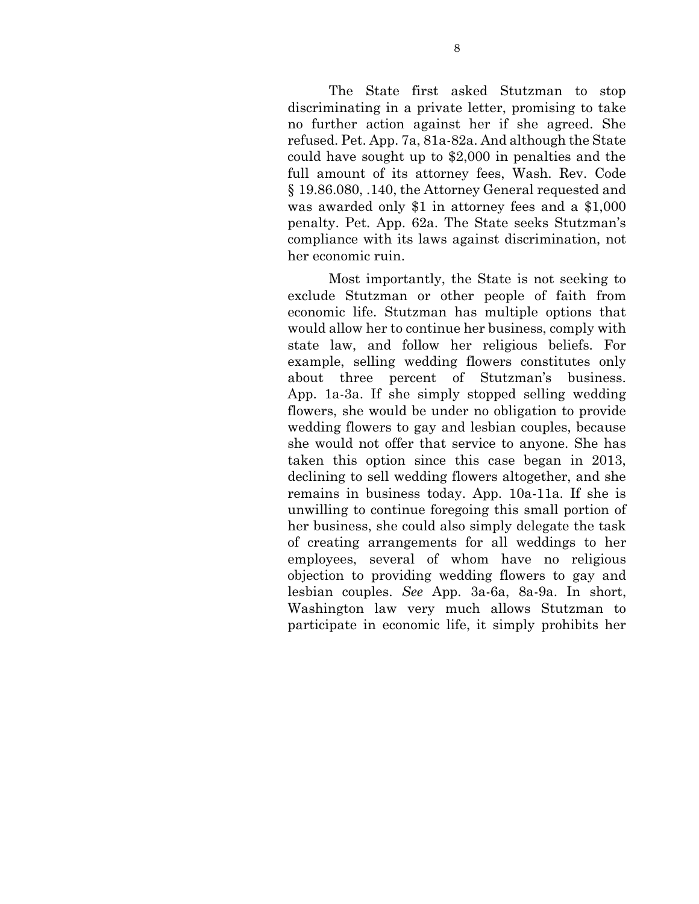The State first asked Stutzman to stop discriminating in a private letter, promising to take no further action against her if she agreed. She refused. Pet. App. 7a, 81a-82a. And although the State could have sought up to $2,000 in penalties and the full amount of its attorney fees, Wash. Rev. Code § 19.86.080, .140, the Attorney General requested and was awarded only $1 in attorney fees and a $1,000 penalty. Pet. App. 62a. The State seeks Stutzman's compliance with its laws against discrimination, not her economic ruin.

Most importantly, the State is not seeking to exclude Stutzman or other people of faith from economic life. Stutzman has multiple options that would allow her to continue her business, comply with state law, and follow her religious beliefs. For example, selling wedding flowers constitutes only about three percent of Stutzman's business. App. 1a-3a. If she simply stopped selling wedding flowers, she would be under no obligation to provide wedding flowers to gay and lesbian couples, because she would not offer that service to anyone. She has taken this option since this case began in 2013, declining to sell wedding flowers altogether, and she remains in business today. App. 10a-11a. If she is unwilling to continue foregoing this small portion of her business, she could also simply delegate the task of creating arrangements for all weddings to her employees, several of whom have no religious objection to providing wedding flowers to gay and lesbian couples. *See* App. 3a-6a, 8a-9a. In short, Washington law very much allows Stutzman to participate in economic life, it simply prohibits her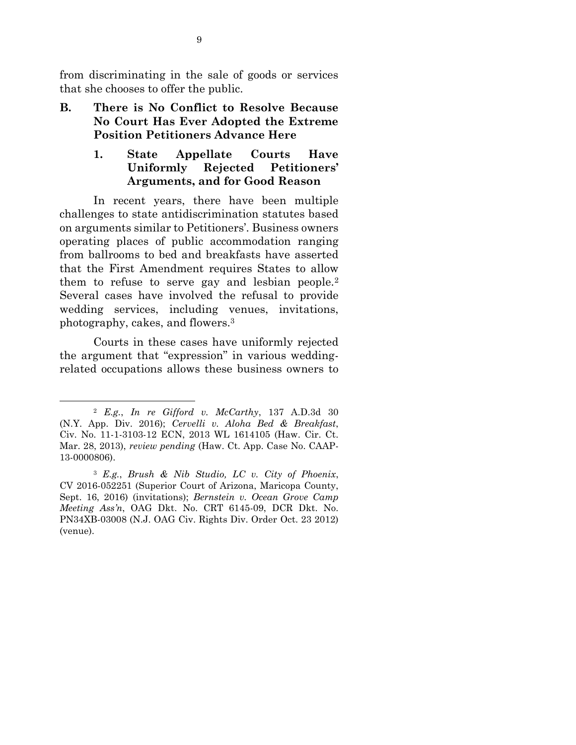from discriminating in the sale of goods or services that she chooses to offer the public.

## B. There is No Conflict to Resolve Because No Court Has Ever Adopted the Extreme Position Petitioners Advance Here

### 1. State Appellate Courts Have Uniformly Rejected Petitioners' Arguments, and for Good Reason

In recent years, there have been multiple challenges to state antidiscrimination statutes based on arguments similar to Petitioners'. Business owners operating places of public accommodation ranging from ballrooms to bed and breakfasts have asserted that the First Amendment requires States to allow them to refuse to serve gay and lesbian people.[2] Several cases have involved the refusal to provide wedding services, including venues, invitations, photography, cakes, and flowers.[3]

Courts in these cases have uniformly rejected the argument that "expression" in various wedding-related occupations allows these business owners to

---

[2] *E.g.*, *In re Gifford v. McCarthy*, 137 A.D.3d 30 (N.Y. App. Div. 2016); *Cervelli v. Aloha Bed & Breakfast*, Civ. No. 11-1-3103-12 ECN, 2013 WL 1614105 (Haw. Cir. Ct. Mar. 28, 2013), *review pending* (Haw. Ct. App. Case No. CAAP-13-0000806).

[3] *E.g.*, *Brush & Nib Studio, LC v. City of Phoenix*, CV 2016-052251 (Superior Court of Arizona, Maricopa County, Sept. 16, 2016) (invitations); *Bernstein v. Ocean Grove Camp Meeting Ass'n*, OAG Dkt. No. CRT 6145-09, DCR Dkt. No. PN34XB-03008 (N.J. OAG Civ. Rights Div. Order Oct. 23 2012) (venue).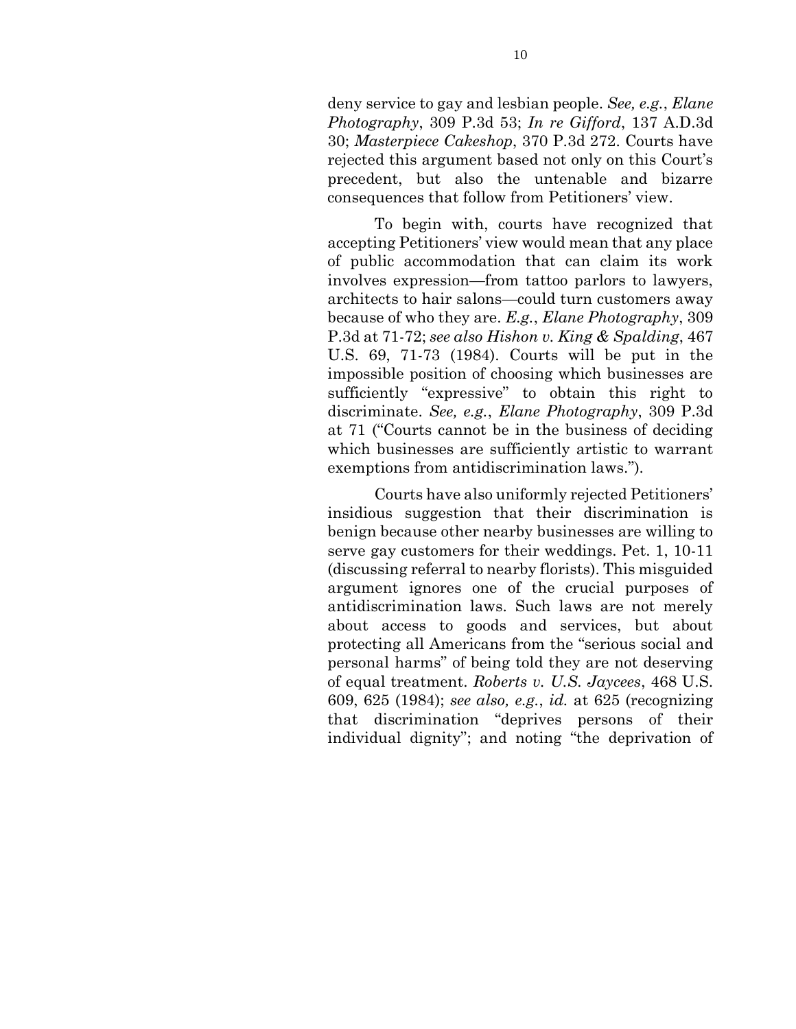deny service to gay and lesbian people. *See, e.g.*, *Elane Photography*, 309 P.3d 53; *In re Gifford*, 137 A.D.3d 30; *Masterpiece Cakeshop*, 370 P.3d 272. Courts have rejected this argument based not only on this Court's precedent, but also the untenable and bizarre consequences that follow from Petitioners' view.

To begin with, courts have recognized that accepting Petitioners' view would mean that any place of public accommodation that can claim its work involves expression—from tattoo parlors to lawyers, architects to hair salons—could turn customers away because of who they are. *E.g.*, *Elane Photography*, 309 P.3d at 71-72; *see also Hishon v. King & Spalding*, 467 U.S. 69, 71-73 (1984). Courts will be put in the impossible position of choosing which businesses are sufficiently "expressive" to obtain this right to discriminate. *See, e.g.*, *Elane Photography*, 309 P.3d at 71 ("Courts cannot be in the business of deciding which businesses are sufficiently artistic to warrant exemptions from antidiscrimination laws.").

Courts have also uniformly rejected Petitioners' insidious suggestion that their discrimination is benign because other nearby businesses are willing to serve gay customers for their weddings. Pet. 1, 10-11 (discussing referral to nearby florists). This misguided argument ignores one of the crucial purposes of antidiscrimination laws. Such laws are not merely about access to goods and services, but about protecting all Americans from the "serious social and personal harms" of being told they are not deserving of equal treatment. *Roberts v. U.S. Jaycees*, 468 U.S. 609, 625 (1984); *see also, e.g.*, *id.* at 625 (recognizing that discrimination "deprives persons of their individual dignity"; and noting "the deprivation of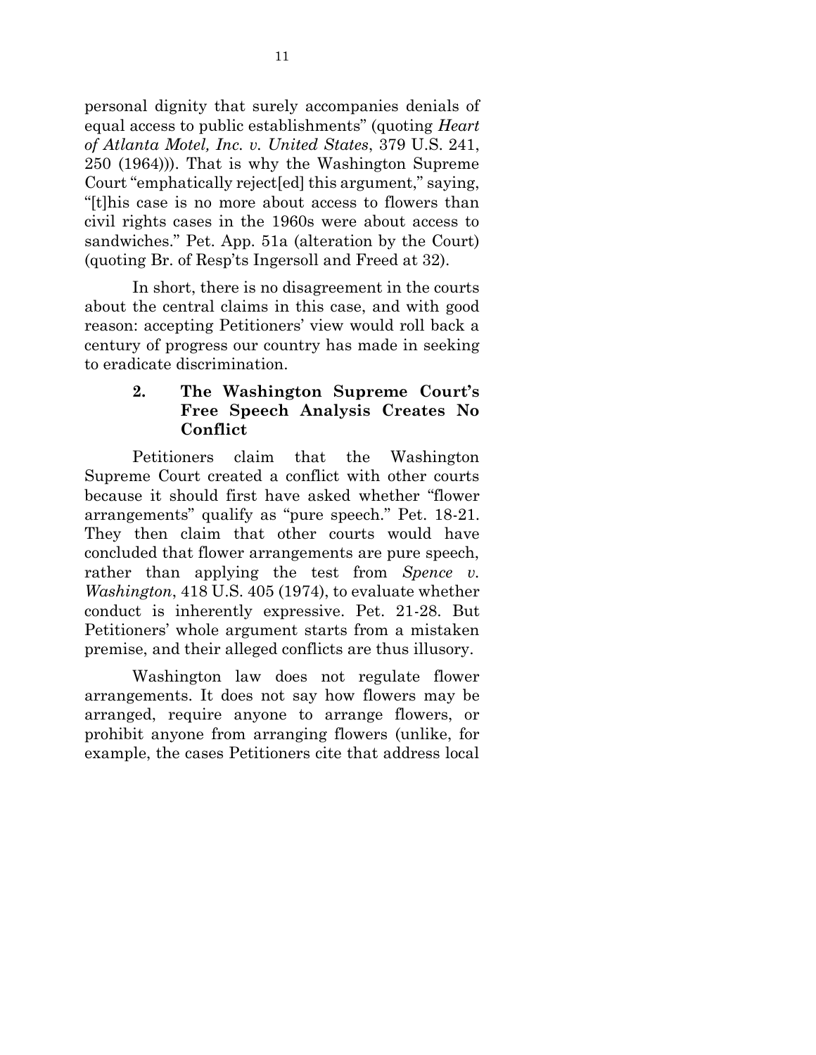personal dignity that surely accompanies denials of equal access to public establishments" (quoting *Heart of Atlanta Motel, Inc. v. United States*, 379 U.S. 241, 250 (1964))). That is why the Washington Supreme Court "emphatically reject[ed] this argument," saying, "[t]his case is no more about access to flowers than civil rights cases in the 1960s were about access to sandwiches." Pet. App. 51a (alteration by the Court) (quoting Br. of Resp'ts Ingersoll and Freed at 32).

In short, there is no disagreement in the courts about the central claims in this case, and with good reason: accepting Petitioners' view would roll back a century of progress our country has made in seeking to eradicate discrimination.

#### 2. The Washington Supreme Court's Free Speech Analysis Creates No Conflict

Petitioners claim that the Washington Supreme Court created a conflict with other courts because it should first have asked whether "flower arrangements" qualify as "pure speech." Pet. 18-21. They then claim that other courts would have concluded that flower arrangements are pure speech, rather than applying the test from *Spence v. Washington*, 418 U.S. 405 (1974), to evaluate whether conduct is inherently expressive. Pet. 21-28. But Petitioners' whole argument starts from a mistaken premise, and their alleged conflicts are thus illusory.

Washington law does not regulate flower arrangements. It does not say how flowers may be arranged, require anyone to arrange flowers, or prohibit anyone from arranging flowers (unlike, for example, the cases Petitioners cite that address local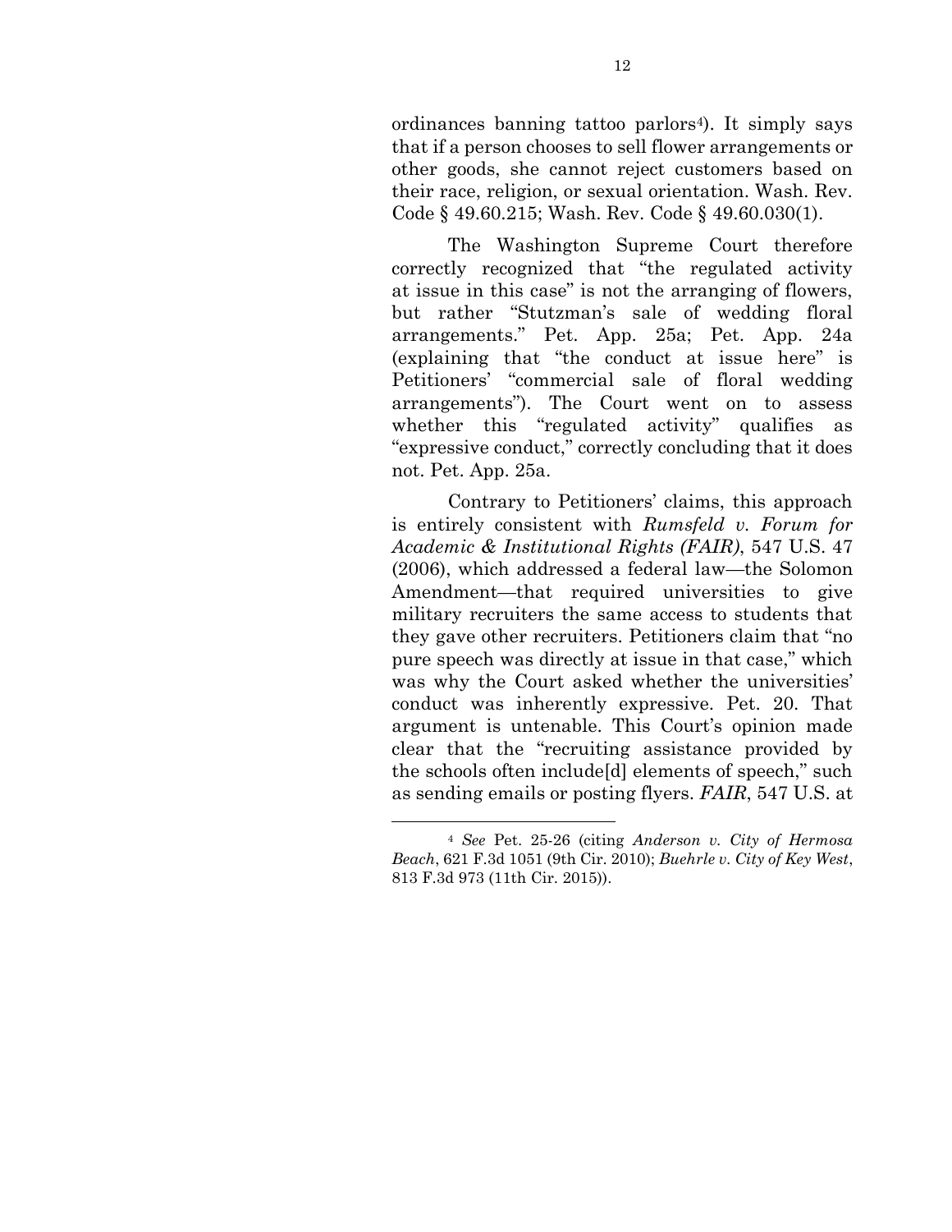ordinances banning tattoo parlors[4]). It simply says that if a person chooses to sell flower arrangements or other goods, she cannot reject customers based on their race, religion, or sexual orientation. Wash. Rev. Code § 49.60.215; Wash. Rev. Code § 49.60.030(1).

The Washington Supreme Court therefore correctly recognized that "the regulated activity at issue in this case" is not the arranging of flowers, but rather "Stutzman's sale of wedding floral arrangements." Pet. App. 25a; Pet. App. 24a (explaining that "the conduct at issue here" is Petitioners' "commercial sale of floral wedding arrangements"). The Court went on to assess whether this "regulated activity" qualifies as "expressive conduct," correctly concluding that it does not. Pet. App. 25a.

Contrary to Petitioners' claims, this approach is entirely consistent with *Rumsfeld v. Forum for Academic & Institutional Rights (FAIR)*, 547 U.S. 47 (2006), which addressed a federal law—the Solomon Amendment—that required universities to give military recruiters the same access to students that they gave other recruiters. Petitioners claim that "no pure speech was directly at issue in that case," which was why the Court asked whether the universities' conduct was inherently expressive. Pet. 20. That argument is untenable. This Court's opinion made clear that the "recruiting assistance provided by the schools often include[d] elements of speech," such as sending emails or posting flyers. *FAIR*, 547 U.S. at

---

[4] *See* Pet. 25-26 (citing *Anderson v. City of Hermosa Beach*, 621 F.3d 1051 (9th Cir. 2010); *Buehrle v. City of Key West*, 813 F.3d 973 (11th Cir. 2015)).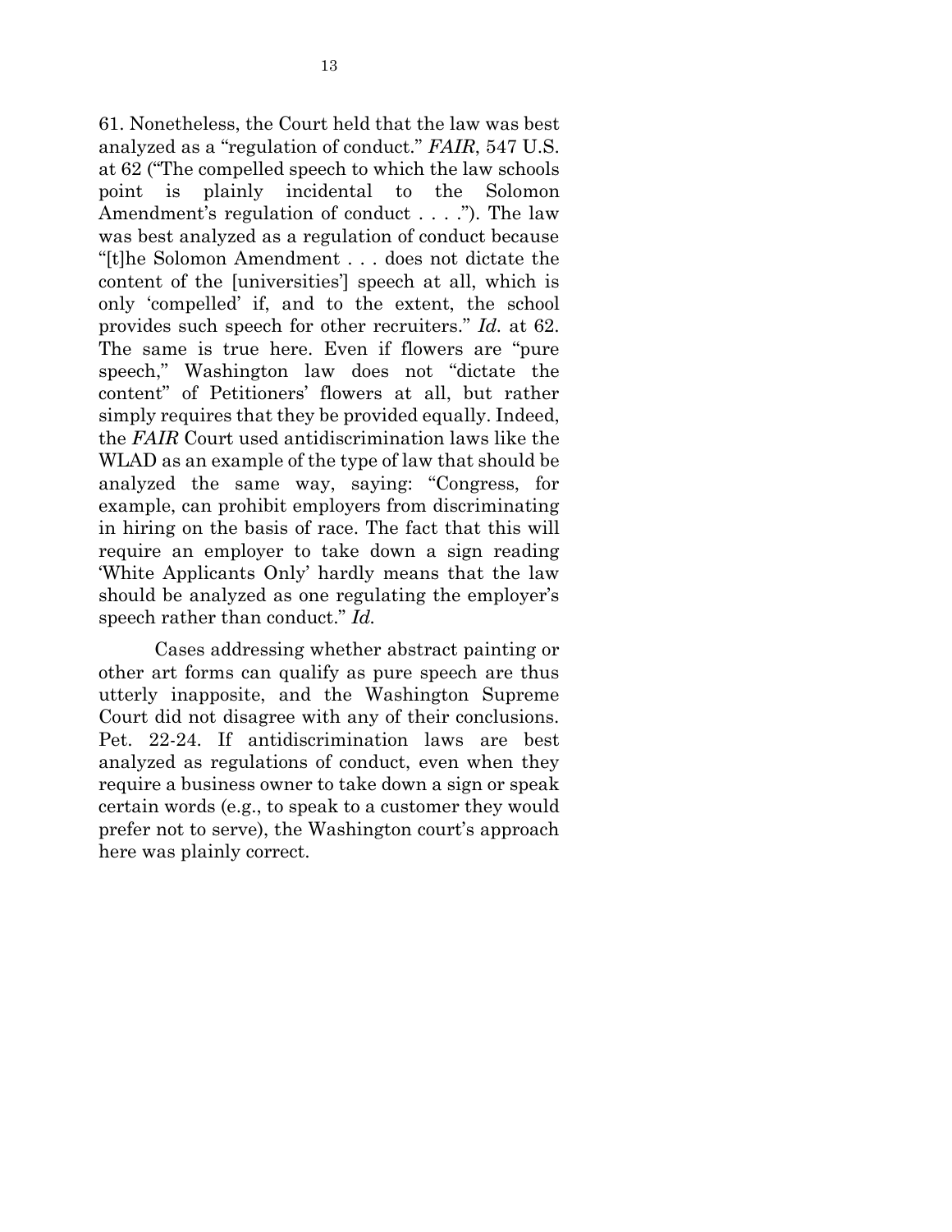61. Nonetheless, the Court held that the law was best analyzed as a "regulation of conduct." *FAIR*, 547 U.S. at 62 ("The compelled speech to which the law schools point is plainly incidental to the Solomon Amendment's regulation of conduct . . . ."). The law was best analyzed as a regulation of conduct because "[t]he Solomon Amendment . . . does not dictate the content of the [universities'] speech at all, which is only 'compelled' if, and to the extent, the school provides such speech for other recruiters." *Id.* at 62. The same is true here. Even if flowers are "pure speech," Washington law does not "dictate the content" of Petitioners' flowers at all, but rather simply requires that they be provided equally. Indeed, the *FAIR* Court used antidiscrimination laws like the WLAD as an example of the type of law that should be analyzed the same way, saying: "Congress, for example, can prohibit employers from discriminating in hiring on the basis of race. The fact that this will require an employer to take down a sign reading 'White Applicants Only' hardly means that the law should be analyzed as one regulating the employer's speech rather than conduct." *Id.*

Cases addressing whether abstract painting or other art forms can qualify as pure speech are thus utterly inapposite, and the Washington Supreme Court did not disagree with any of their conclusions. Pet. 22-24. If antidiscrimination laws are best analyzed as regulations of conduct, even when they require a business owner to take down a sign or speak certain words (e.g., to speak to a customer they would prefer not to serve), the Washington court's approach here was plainly correct.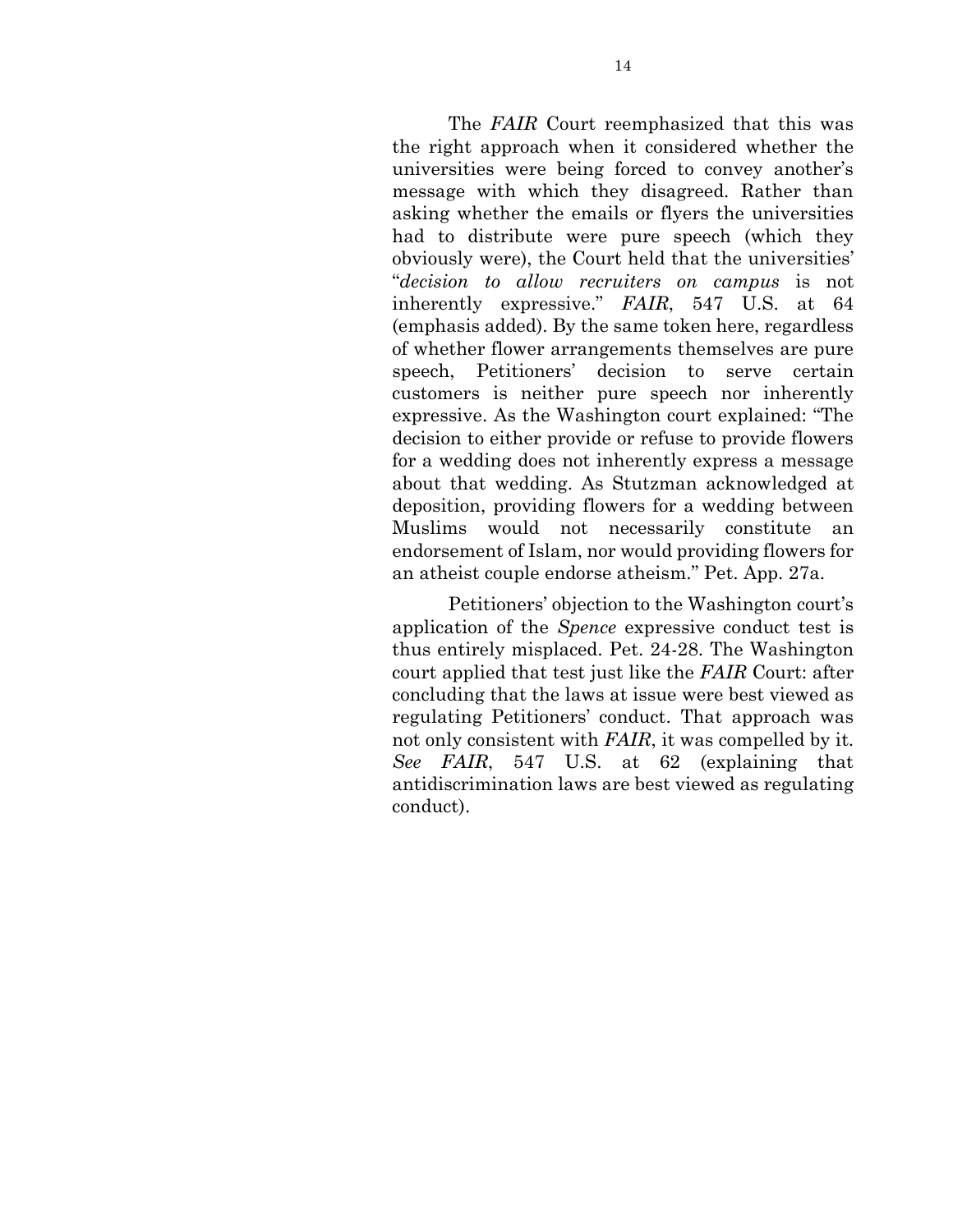The *FAIR* Court reemphasized that this was the right approach when it considered whether the universities were being forced to convey another's message with which they disagreed. Rather than asking whether the emails or flyers the universities had to distribute were pure speech (which they obviously were), the Court held that the universities' "*decision to allow recruiters on campus* is not inherently expressive." *FAIR*, 547 U.S. at 64 (emphasis added). By the same token here, regardless of whether flower arrangements themselves are pure speech, Petitioners' decision to serve certain customers is neither pure speech nor inherently expressive. As the Washington court explained: "The decision to either provide or refuse to provide flowers for a wedding does not inherently express a message about that wedding. As Stutzman acknowledged at deposition, providing flowers for a wedding between Muslims would not necessarily constitute an endorsement of Islam, nor would providing flowers for an atheist couple endorse atheism." Pet. App. 27a.

Petitioners' objection to the Washington court's application of the *Spence* expressive conduct test is thus entirely misplaced. Pet. 24-28. The Washington court applied that test just like the *FAIR* Court: after concluding that the laws at issue were best viewed as regulating Petitioners' conduct. That approach was not only consistent with *FAIR*, it was compelled by it. *See FAIR*, 547 U.S. at 62 (explaining that antidiscrimination laws are best viewed as regulating conduct).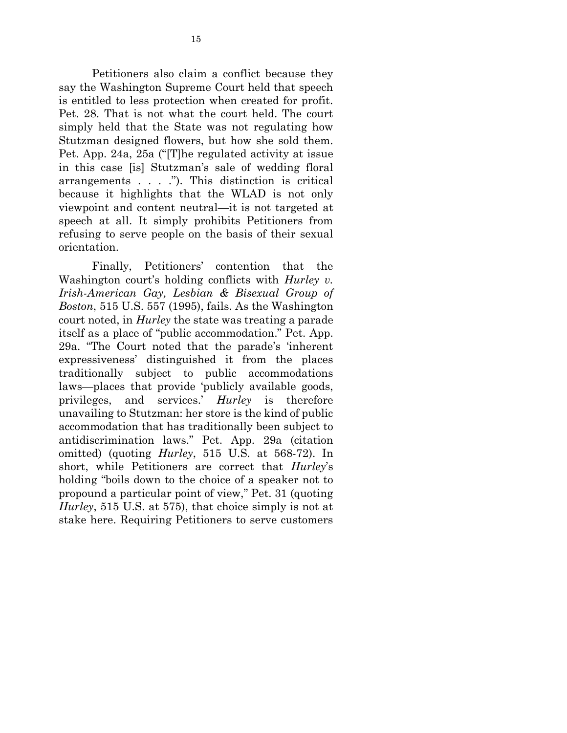Petitioners also claim a conflict because they say the Washington Supreme Court held that speech is entitled to less protection when created for profit. Pet. 28. That is not what the court held. The court simply held that the State was not regulating how Stutzman designed flowers, but how she sold them. Pet. App. 24a, 25a ("[T]he regulated activity at issue in this case [is] Stutzman's sale of wedding floral arrangements . . . ."). This distinction is critical because it highlights that the WLAD is not only viewpoint and content neutral—it is not targeted at speech at all. It simply prohibits Petitioners from refusing to serve people on the basis of their sexual orientation.

Finally, Petitioners' contention that the Washington court's holding conflicts with *Hurley v. Irish-American Gay, Lesbian & Bisexual Group of Boston*, 515 U.S. 557 (1995), fails. As the Washington court noted, in *Hurley* the state was treating a parade itself as a place of "public accommodation." Pet. App. 29a. "The Court noted that the parade's 'inherent expressiveness' distinguished it from the places traditionally subject to public accommodations laws—places that provide 'publicly available goods, privileges, and services.' *Hurley* is therefore unavailing to Stutzman: her store is the kind of public accommodation that has traditionally been subject to antidiscrimination laws." Pet. App. 29a (citation omitted) (quoting *Hurley*, 515 U.S. at 568-72). In short, while Petitioners are correct that *Hurley*'s holding "boils down to the choice of a speaker not to propound a particular point of view," Pet. 31 (quoting *Hurley*, 515 U.S. at 575), that choice simply is not at stake here. Requiring Petitioners to serve customers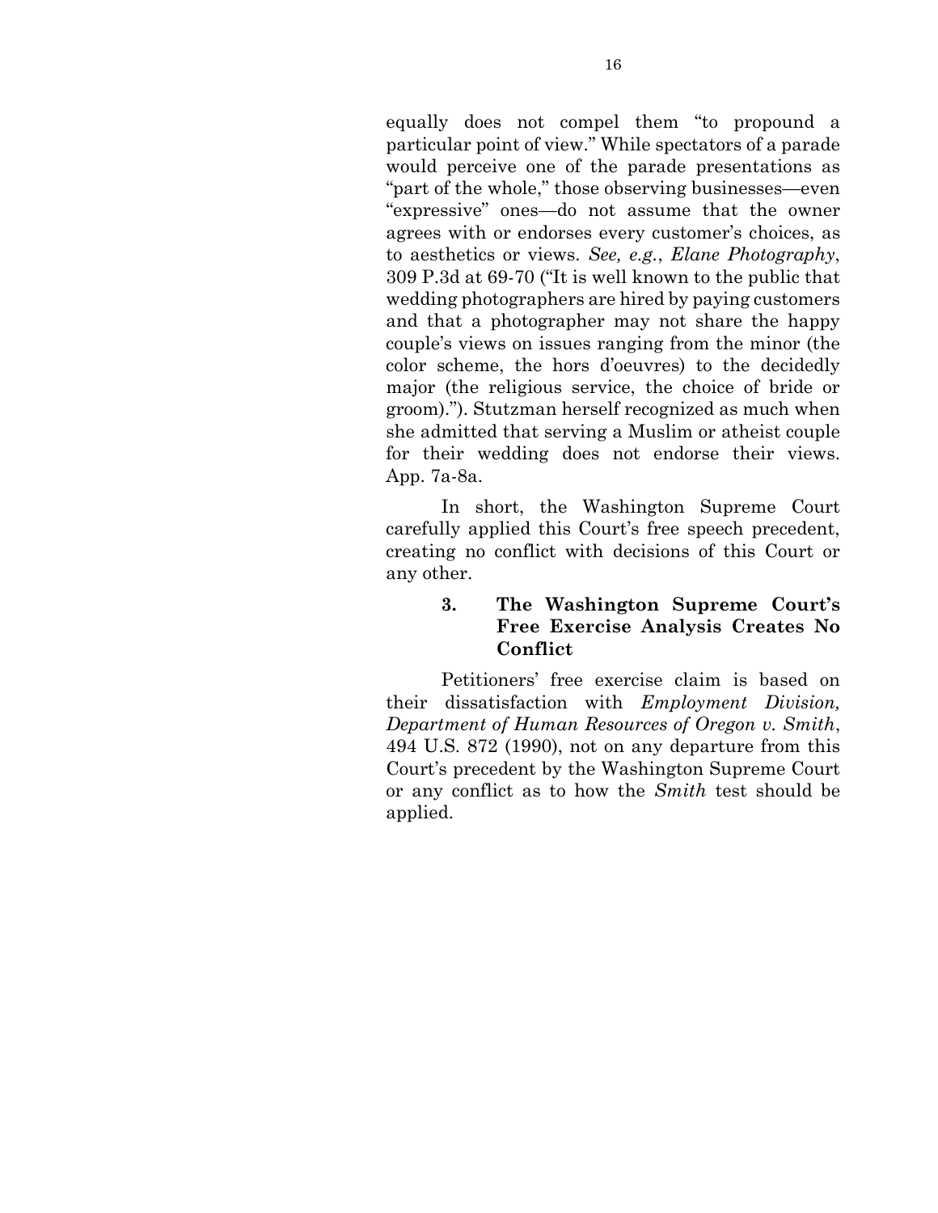equally does not compel them "to propound a particular point of view." While spectators of a parade would perceive one of the parade presentations as "part of the whole," those observing businesses—even "expressive" ones—do not assume that the owner agrees with or endorses every customer's choices, as to aesthetics or views. *See, e.g.*, *Elane Photography*, 309 P.3d at 69-70 ("It is well known to the public that wedding photographers are hired by paying customers and that a photographer may not share the happy couple's views on issues ranging from the minor (the color scheme, the hors d'oeuvres) to the decidedly major (the religious service, the choice of bride or groom)."). Stutzman herself recognized as much when she admitted that serving a Muslim or atheist couple for their wedding does not endorse their views. App. 7a-8a.

In short, the Washington Supreme Court carefully applied this Court's free speech precedent, creating no conflict with decisions of this Court or any other.

### 3. The Washington Supreme Court's Free Exercise Analysis Creates No Conflict

Petitioners' free exercise claim is based on their dissatisfaction with *Employment Division, Department of Human Resources of Oregon v. Smith*, 494 U.S. 872 (1990), not on any departure from this Court's precedent by the Washington Supreme Court or any conflict as to how the *Smith* test should be applied.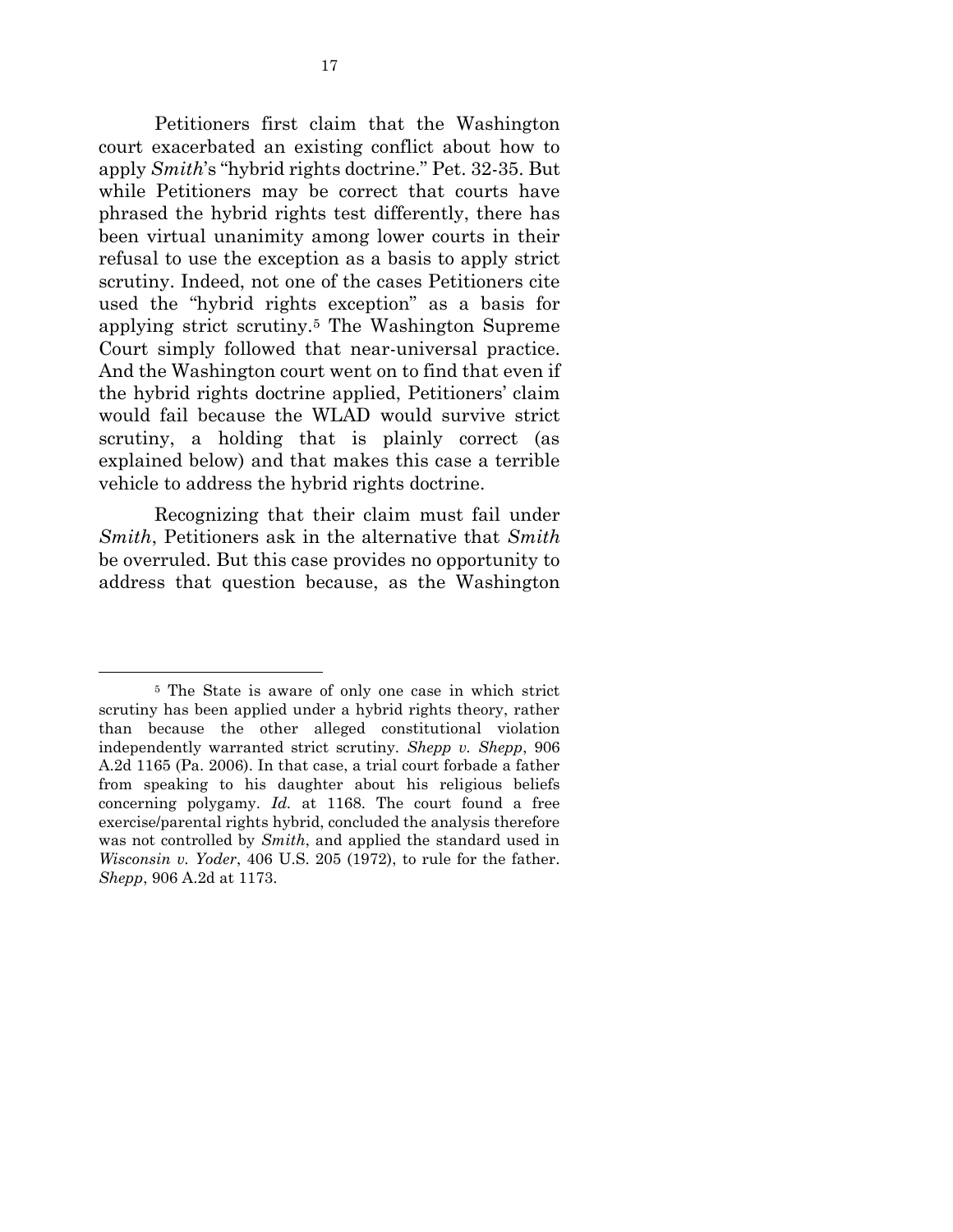Petitioners first claim that the Washington court exacerbated an existing conflict about how to apply *Smith*'s "hybrid rights doctrine." Pet. 32-35. But while Petitioners may be correct that courts have phrased the hybrid rights test differently, there has been virtual unanimity among lower courts in their refusal to use the exception as a basis to apply strict scrutiny. Indeed, not one of the cases Petitioners cite used the "hybrid rights exception" as a basis for applying strict scrutiny.[5] The Washington Supreme Court simply followed that near-universal practice. And the Washington court went on to find that even if the hybrid rights doctrine applied, Petitioners' claim would fail because the WLAD would survive strict scrutiny, a holding that is plainly correct (as explained below) and that makes this case a terrible vehicle to address the hybrid rights doctrine.

Recognizing that their claim must fail under *Smith*, Petitioners ask in the alternative that *Smith* be overruled. But this case provides no opportunity to address that question because, as the Washington

---

[5] The State is aware of only one case in which strict scrutiny has been applied under a hybrid rights theory, rather than because the other alleged constitutional violation independently warranted strict scrutiny. *Shepp v. Shepp*, 906 A.2d 1165 (Pa. 2006). In that case, a trial court forbade a father from speaking to his daughter about his religious beliefs concerning polygamy. *Id.* at 1168. The court found a free exercise/parental rights hybrid, concluded the analysis therefore was not controlled by *Smith*, and applied the standard used in *Wisconsin v. Yoder*, 406 U.S. 205 (1972), to rule for the father. *Shepp*, 906 A.2d at 1173.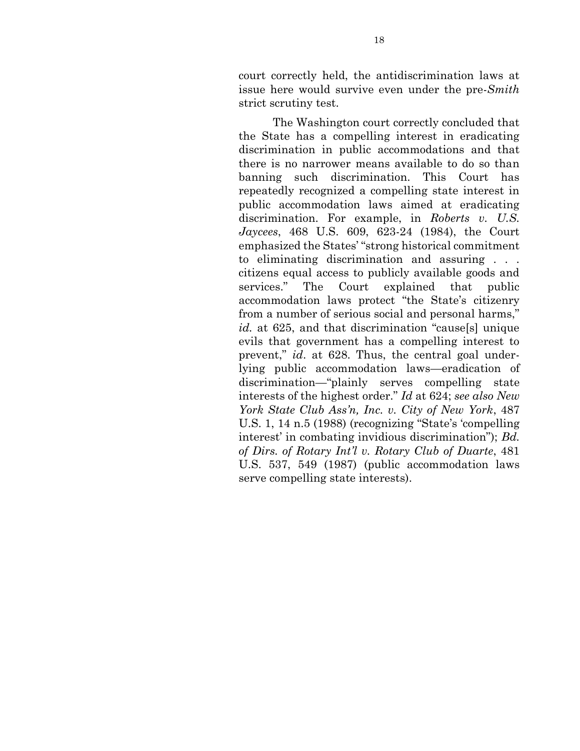court correctly held, the antidiscrimination laws at issue here would survive even under the pre-*Smith* strict scrutiny test.

The Washington court correctly concluded that the State has a compelling interest in eradicating discrimination in public accommodations and that there is no narrower means available to do so than banning such discrimination. This Court has repeatedly recognized a compelling state interest in public accommodation laws aimed at eradicating discrimination. For example, in *Roberts v. U.S. Jaycees*, 468 U.S. 609, 623-24 (1984), the Court emphasized the States' "strong historical commitment to eliminating discrimination and assuring . . . citizens equal access to publicly available goods and services." The Court explained that public accommodation laws protect "the State's citizenry from a number of serious social and personal harms," *id.* at 625, and that discrimination "cause[s] unique evils that government has a compelling interest to prevent," *id*. at 628. Thus, the central goal underlying public accommodation laws—eradication of discrimination—"plainly serves compelling state interests of the highest order." *Id* at 624; *see also New York State Club Ass'n, Inc. v. City of New York*, 487 U.S. 1, 14 n.5 (1988) (recognizing "State's 'compelling interest' in combating invidious discrimination"); *Bd. of Dirs. of Rotary Int'l v. Rotary Club of Duarte*, 481 U.S. 537, 549 (1987) (public accommodation laws serve compelling state interests).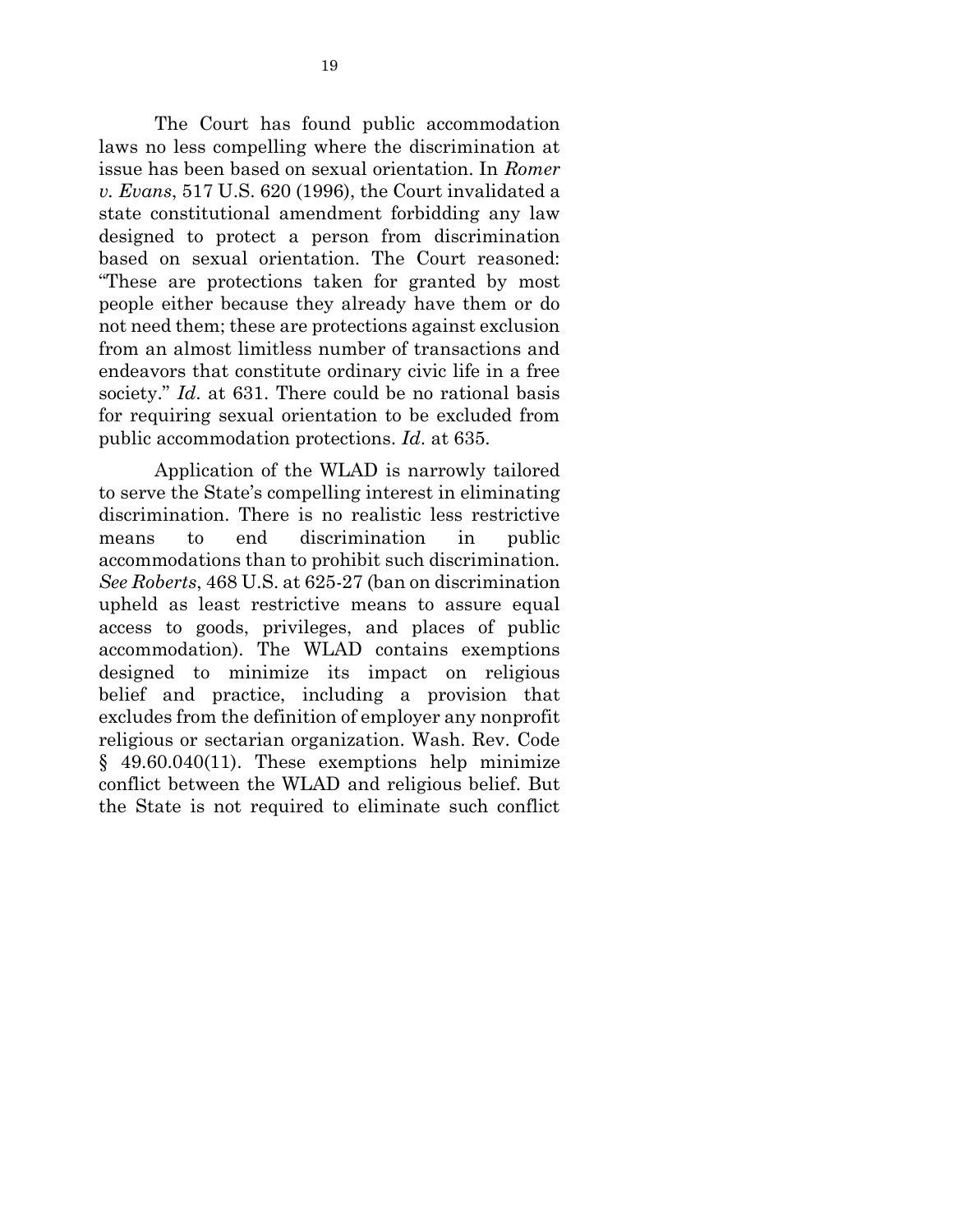The Court has found public accommodation laws no less compelling where the discrimination at issue has been based on sexual orientation. In *Romer v. Evans*, 517 U.S. 620 (1996), the Court invalidated a state constitutional amendment forbidding any law designed to protect a person from discrimination based on sexual orientation. The Court reasoned: "These are protections taken for granted by most people either because they already have them or do not need them; these are protections against exclusion from an almost limitless number of transactions and endeavors that constitute ordinary civic life in a free society." *Id*. at 631. There could be no rational basis for requiring sexual orientation to be excluded from public accommodation protections. *Id*. at 635.

Application of the WLAD is narrowly tailored to serve the State's compelling interest in eliminating discrimination. There is no realistic less restrictive means to end discrimination in public accommodations than to prohibit such discrimination. *See Roberts*, 468 U.S. at 625-27 (ban on discrimination upheld as least restrictive means to assure equal access to goods, privileges, and places of public accommodation). The WLAD contains exemptions designed to minimize its impact on religious belief and practice, including a provision that excludes from the definition of employer any nonprofit religious or sectarian organization. Wash. Rev. Code § 49.60.040(11). These exemptions help minimize conflict between the WLAD and religious belief. But the State is not required to eliminate such conflict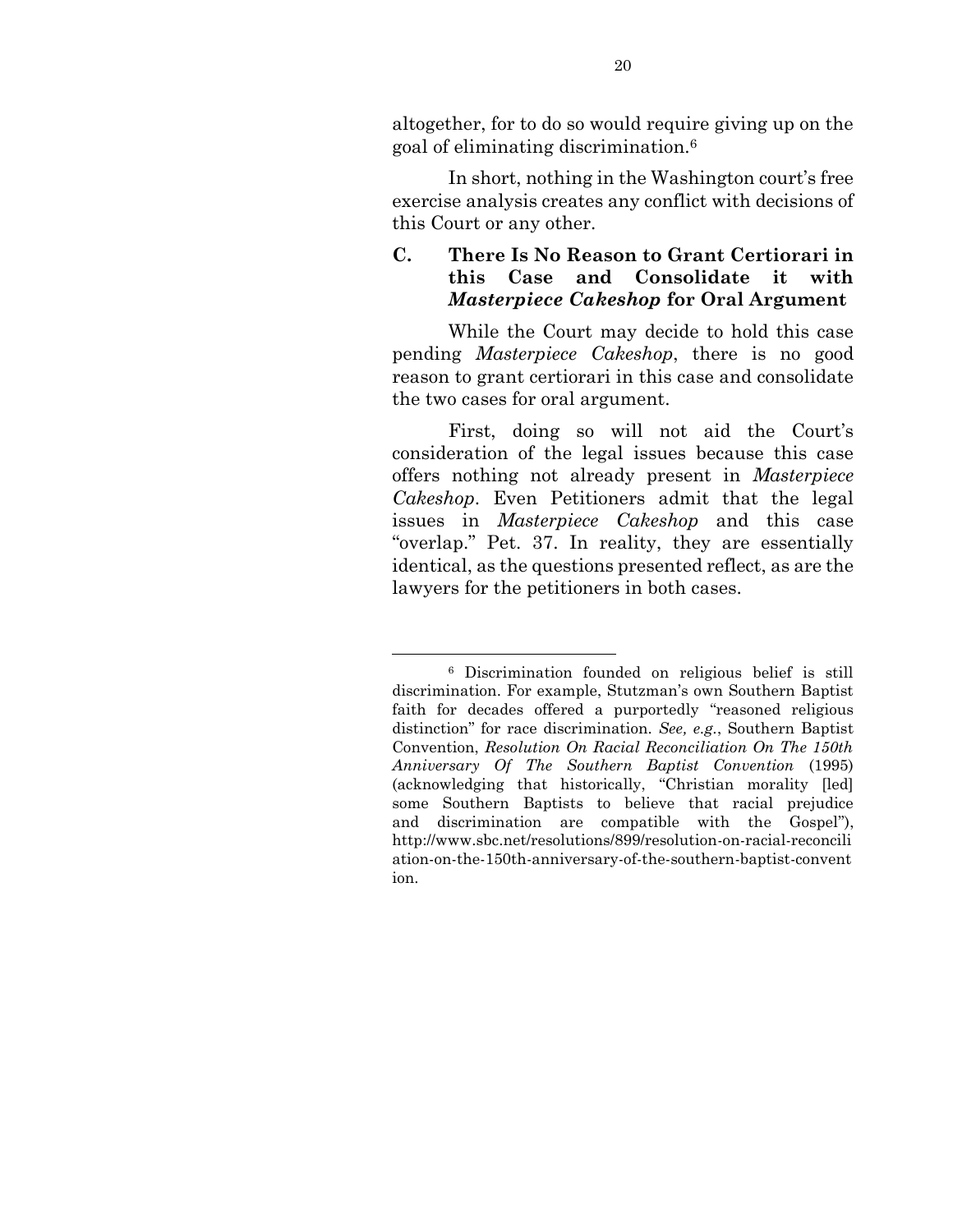altogether, for to do so would require giving up on the goal of eliminating discrimination.[6]

In short, nothing in the Washington court's free exercise analysis creates any conflict with decisions of this Court or any other.

### C. There Is No Reason to Grant Certiorari in this Case and Consolidate it with *Masterpiece Cakeshop* for Oral Argument

While the Court may decide to hold this case pending *Masterpiece Cakeshop*, there is no good reason to grant certiorari in this case and consolidate the two cases for oral argument.

First, doing so will not aid the Court's consideration of the legal issues because this case offers nothing not already present in *Masterpiece Cakeshop*. Even Petitioners admit that the legal issues in *Masterpiece Cakeshop* and this case "overlap." Pet. 37. In reality, they are essentially identical, as the questions presented reflect, as are the lawyers for the petitioners in both cases.

---

[6] Discrimination founded on religious belief is still discrimination. For example, Stutzman's own Southern Baptist faith for decades offered a purportedly "reasoned religious distinction" for race discrimination. *See, e.g.*, Southern Baptist Convention, *Resolution On Racial Reconciliation On The 150th Anniversary Of The Southern Baptist Convention* (1995) (acknowledging that historically, "Christian morality [led] some Southern Baptists to believe that racial prejudice and discrimination are compatible with the Gospel"), http://www.sbc.net/resolutions/899/resolution-on-racial-reconciliation-on-the-150th-anniversary-of-the-southern-baptist-convention.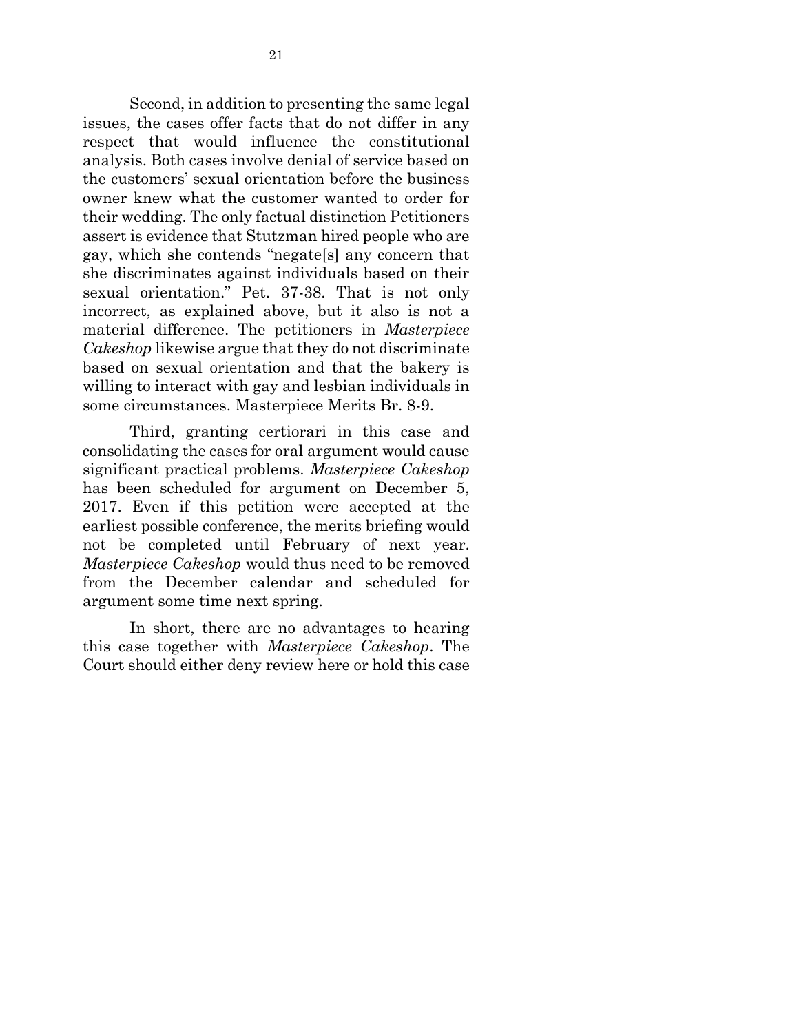Second, in addition to presenting the same legal issues, the cases offer facts that do not differ in any respect that would influence the constitutional analysis. Both cases involve denial of service based on the customers' sexual orientation before the business owner knew what the customer wanted to order for their wedding. The only factual distinction Petitioners assert is evidence that Stutzman hired people who are gay, which she contends "negate[s] any concern that she discriminates against individuals based on their sexual orientation." Pet. 37-38. That is not only incorrect, as explained above, but it also is not a material difference. The petitioners in *Masterpiece Cakeshop* likewise argue that they do not discriminate based on sexual orientation and that the bakery is willing to interact with gay and lesbian individuals in some circumstances. Masterpiece Merits Br. 8-9.

Third, granting certiorari in this case and consolidating the cases for oral argument would cause significant practical problems. *Masterpiece Cakeshop* has been scheduled for argument on December 5, 2017. Even if this petition were accepted at the earliest possible conference, the merits briefing would not be completed until February of next year. *Masterpiece Cakeshop* would thus need to be removed from the December calendar and scheduled for argument some time next spring.

In short, there are no advantages to hearing this case together with *Masterpiece Cakeshop*. The Court should either deny review here or hold this case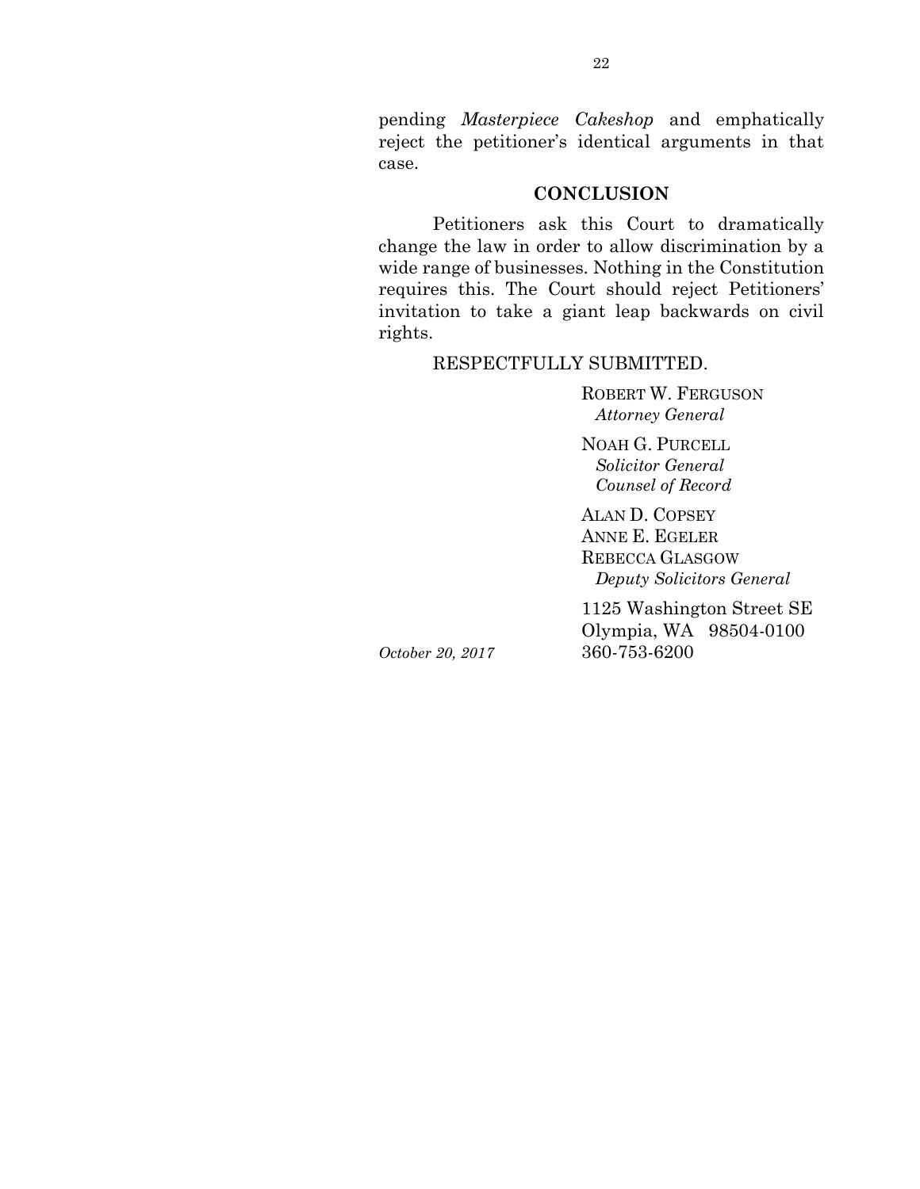pending *Masterpiece Cakeshop* and emphatically reject the petitioner's identical arguments in that case.

## CONCLUSION

Petitioners ask this Court to dramatically change the law in order to allow discrimination by a wide range of businesses. Nothing in the Constitution requires this. The Court should reject Petitioners' invitation to take a giant leap backwards on civil rights.

RESPECTFULLY SUBMITTED.

ROBERT W. FERGUSON
*Attorney General*

NOAH G. PURCELL
*Solicitor General*
*Counsel of Record*

ALAN D. COPSEY
ANNE E. EGELER
REBECCA GLASGOW
*Deputy Solicitors General*

1125 Washington Street SE
Olympia, WA 98504-0100
360-753-6200

*October 20, 2017*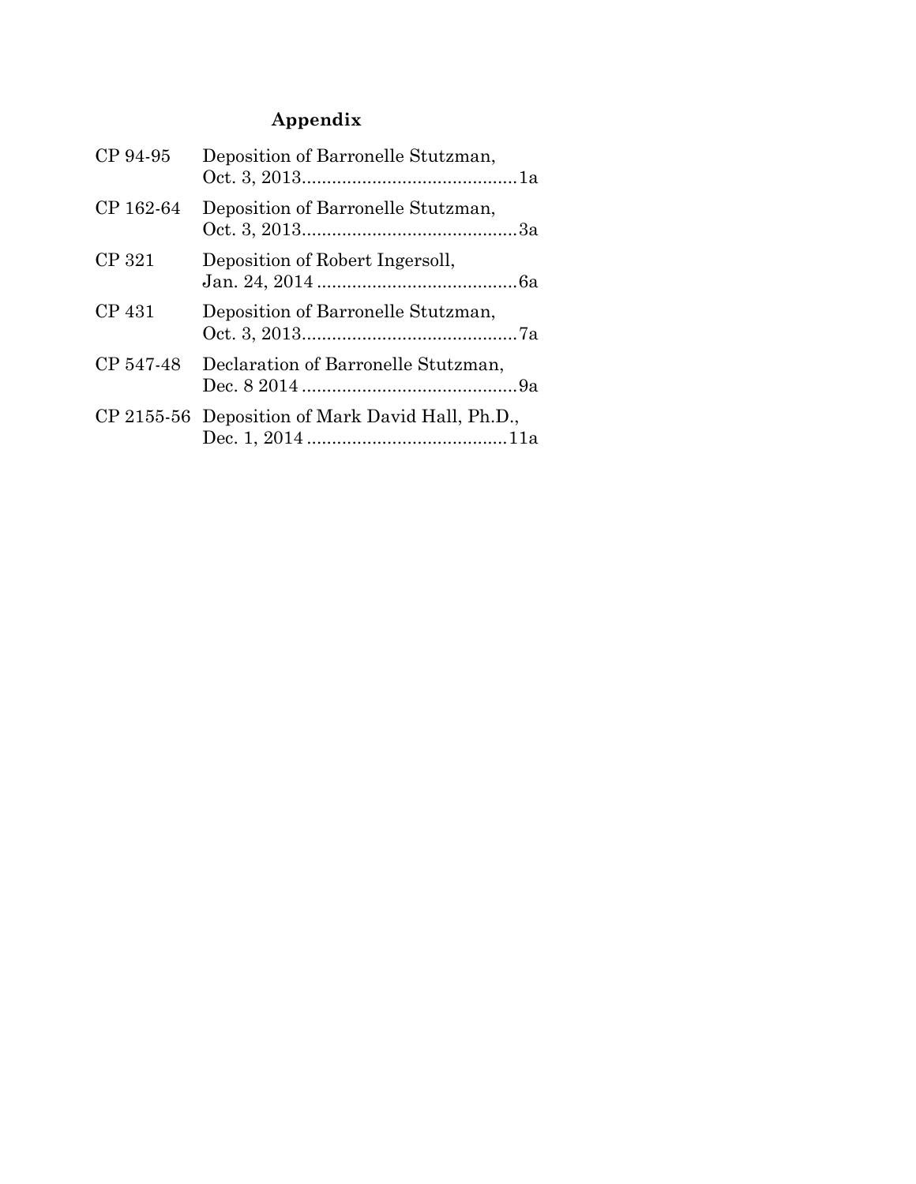# Appendix

| | | |
|---|---|---|
| CP 94-95 | Deposition of Barronelle Stutzman, Oct. 3, 2013 | 1a |
| CP 162-64 | Deposition of Barronelle Stutzman, Oct. 3, 2013 | 3a |
| CP 321 | Deposition of Robert Ingersoll, Jan. 24, 2014 | 6a |
| CP 431 | Deposition of Barronelle Stutzman, Oct. 3, 2013 | 7a |
| CP 547-48 | Declaration of Barronelle Stutzman, Dec. 8 2014 | 9a |
| CP 2155-56 | Deposition of Mark David Hall, Ph.D., Dec. 1, 2014 | 11a |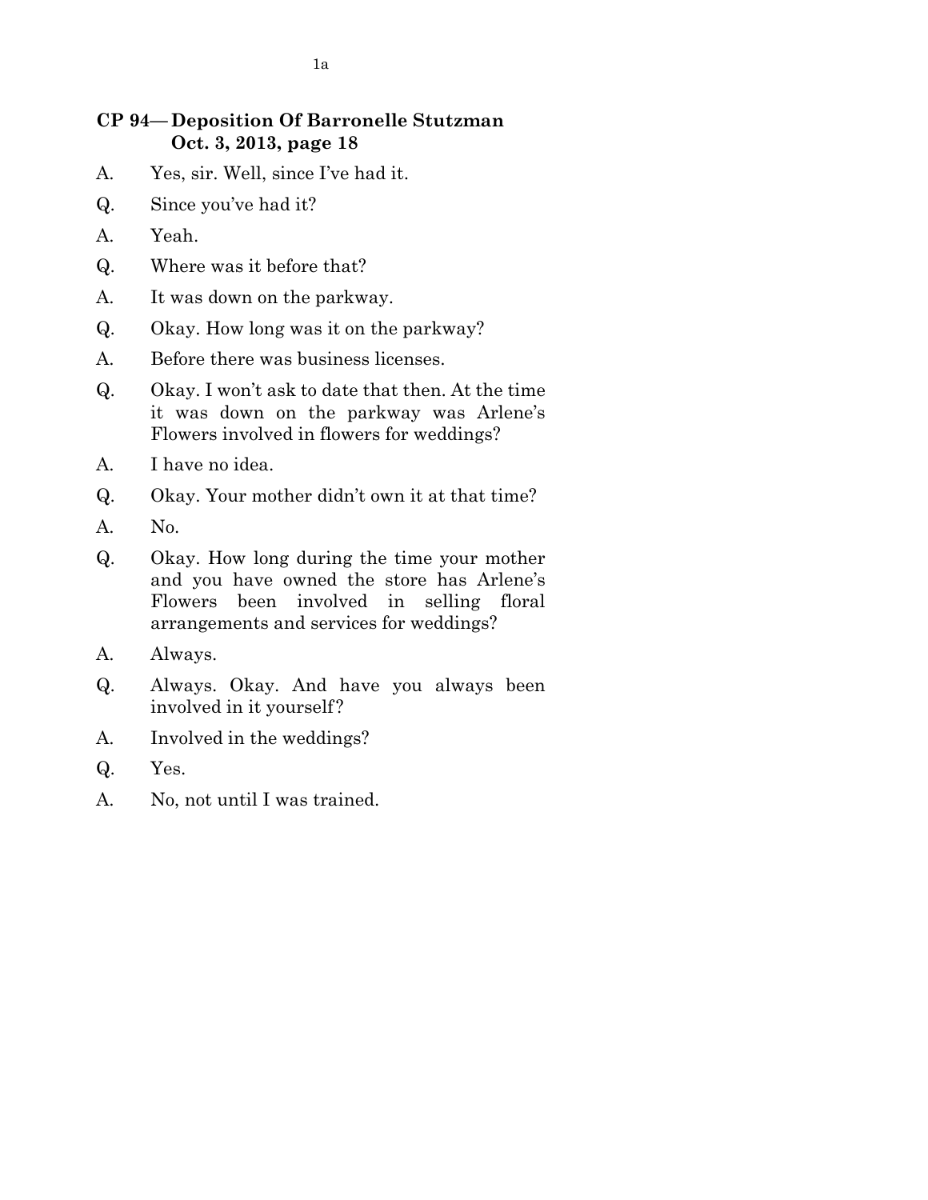**CP 94— Deposition Of Barronelle Stutzman Oct. 3, 2013, page 18**

A. Yes, sir. Well, since I've had it.

Q. Since you've had it?

A. Yeah.

Q. Where was it before that?

A. It was down on the parkway.

Q. Okay. How long was it on the parkway?

A. Before there was business licenses.

Q. Okay. I won't ask to date that then. At the time it was down on the parkway was Arlene's Flowers involved in flowers for weddings?

A. I have no idea.

Q. Okay. Your mother didn't own it at that time?

A. No.

Q. Okay. How long during the time your mother and you have owned the store has Arlene's Flowers been involved in selling floral arrangements and services for weddings?

A. Always.

Q. Always. Okay. And have you always been involved in it yourself?

A. Involved in the weddings?

Q. Yes.

A. No, not until I was trained.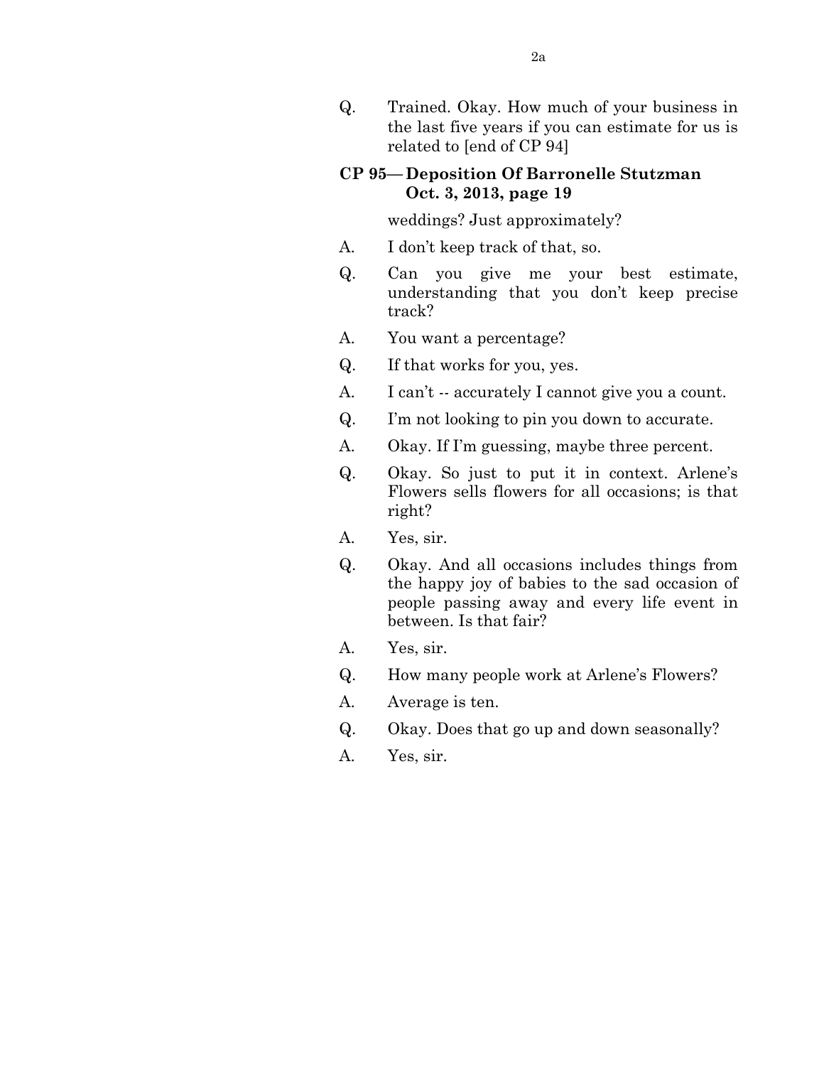Q. Trained. Okay. How much of your business in the last five years if you can estimate for us is related to [end of CP 94]

**CP 95— Deposition Of Barronelle Stutzman Oct. 3, 2013, page 19**

weddings? Just approximately?

A. I don't keep track of that, so.

Q. Can you give me your best estimate, understanding that you don't keep precise track?

A. You want a percentage?

Q. If that works for you, yes.

A. I can't -- accurately I cannot give you a count.

Q. I'm not looking to pin you down to accurate.

A. Okay. If I'm guessing, maybe three percent.

Q. Okay. So just to put it in context. Arlene's Flowers sells flowers for all occasions; is that right?

A. Yes, sir.

Q. Okay. And all occasions includes things from the happy joy of babies to the sad occasion of people passing away and every life event in between. Is that fair?

A. Yes, sir.

Q. How many people work at Arlene's Flowers?

A. Average is ten.

Q. Okay. Does that go up and down seasonally?

A. Yes, sir.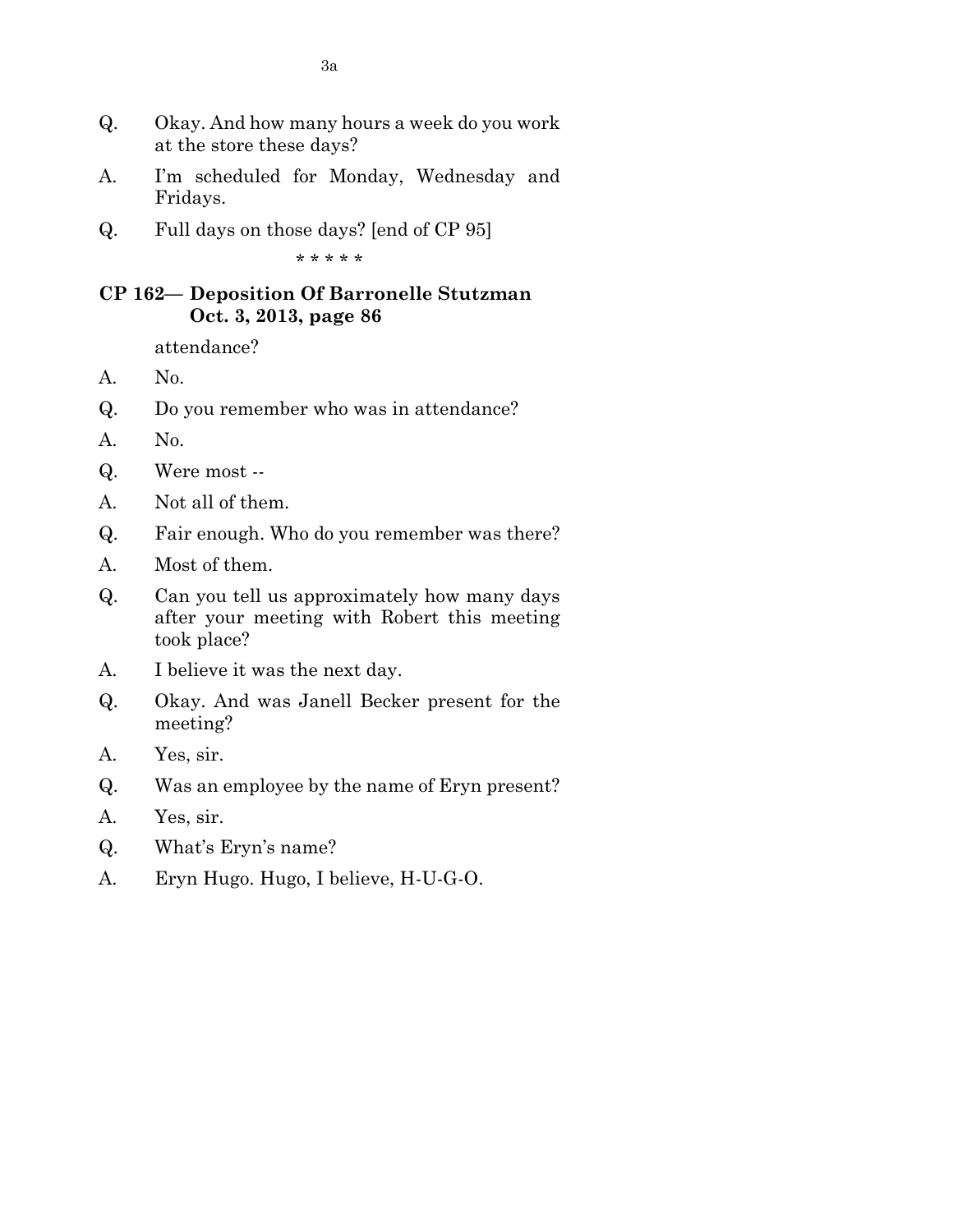Q. Okay. And how many hours a week do you work at the store these days?

A. I'm scheduled for Monday, Wednesday and Fridays.

Q. Full days on those days? [end of CP 95]

\* \* \* \* \*

**CP 162— Deposition Of Barronelle Stutzman Oct. 3, 2013, page 86**

attendance?

A. No.

Q. Do you remember who was in attendance?

A. No.

Q. Were most --

A. Not all of them.

Q. Fair enough. Who do you remember was there?

A. Most of them.

Q. Can you tell us approximately how many days after your meeting with Robert this meeting took place?

A. I believe it was the next day.

Q. Okay. And was Janell Becker present for the meeting?

A. Yes, sir.

Q. Was an employee by the name of Eryn present?

A. Yes, sir.

Q. What's Eryn's name?

A. Eryn Hugo. Hugo, I believe, H-U-G-O.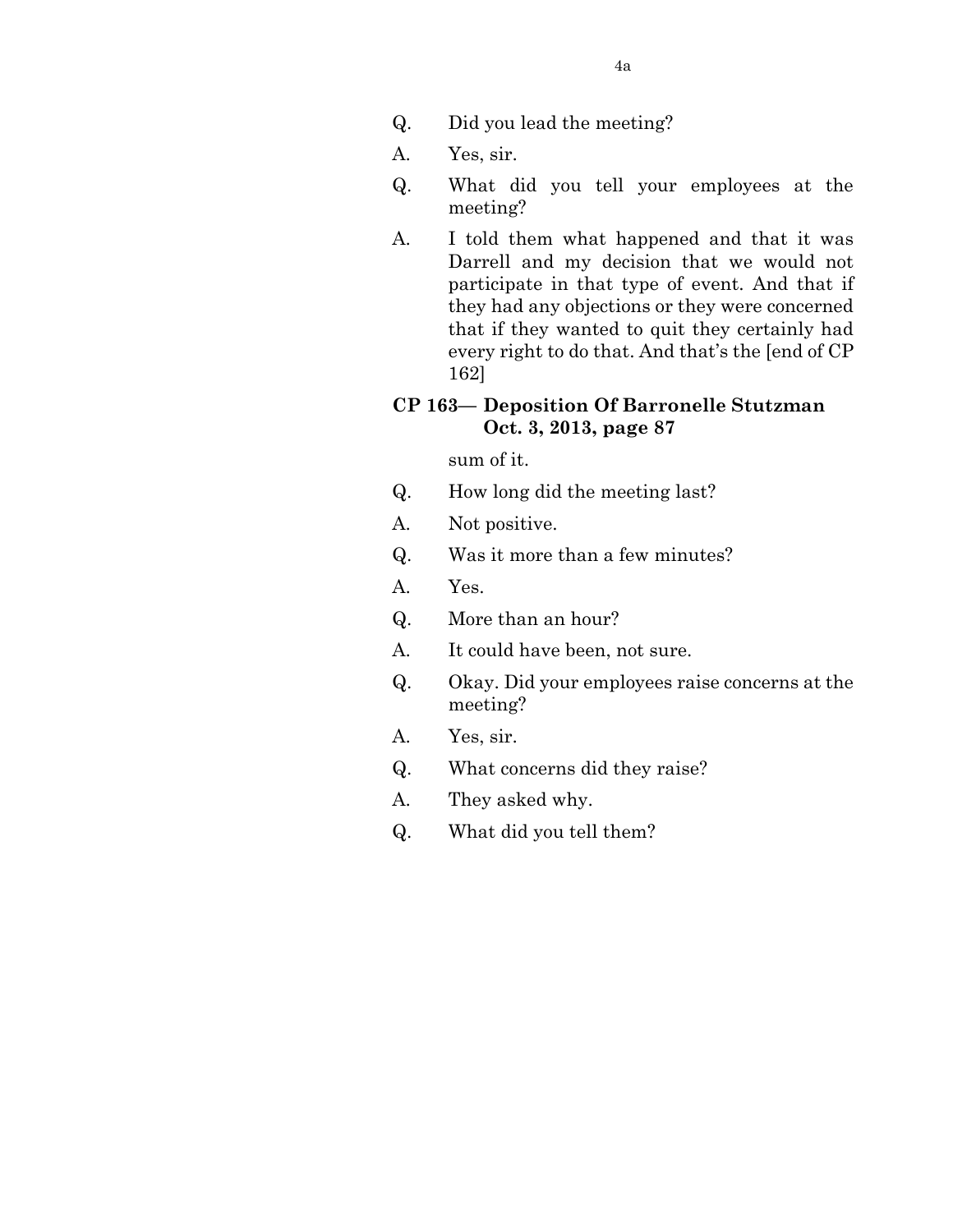Q. Did you lead the meeting?

A. Yes, sir.

Q. What did you tell your employees at the meeting?

A. I told them what happened and that it was Darrell and my decision that we would not participate in that type of event. And that if they had any objections or they were concerned that if they wanted to quit they certainly had every right to do that. And that's the [end of CP 162]

**CP 163— Deposition Of Barronelle Stutzman Oct. 3, 2013, page 87**

sum of it.

Q. How long did the meeting last?

A. Not positive.

Q. Was it more than a few minutes?

A. Yes.

Q. More than an hour?

A. It could have been, not sure.

Q. Okay. Did your employees raise concerns at the meeting?

A. Yes, sir.

Q. What concerns did they raise?

A. They asked why.

Q. What did you tell them?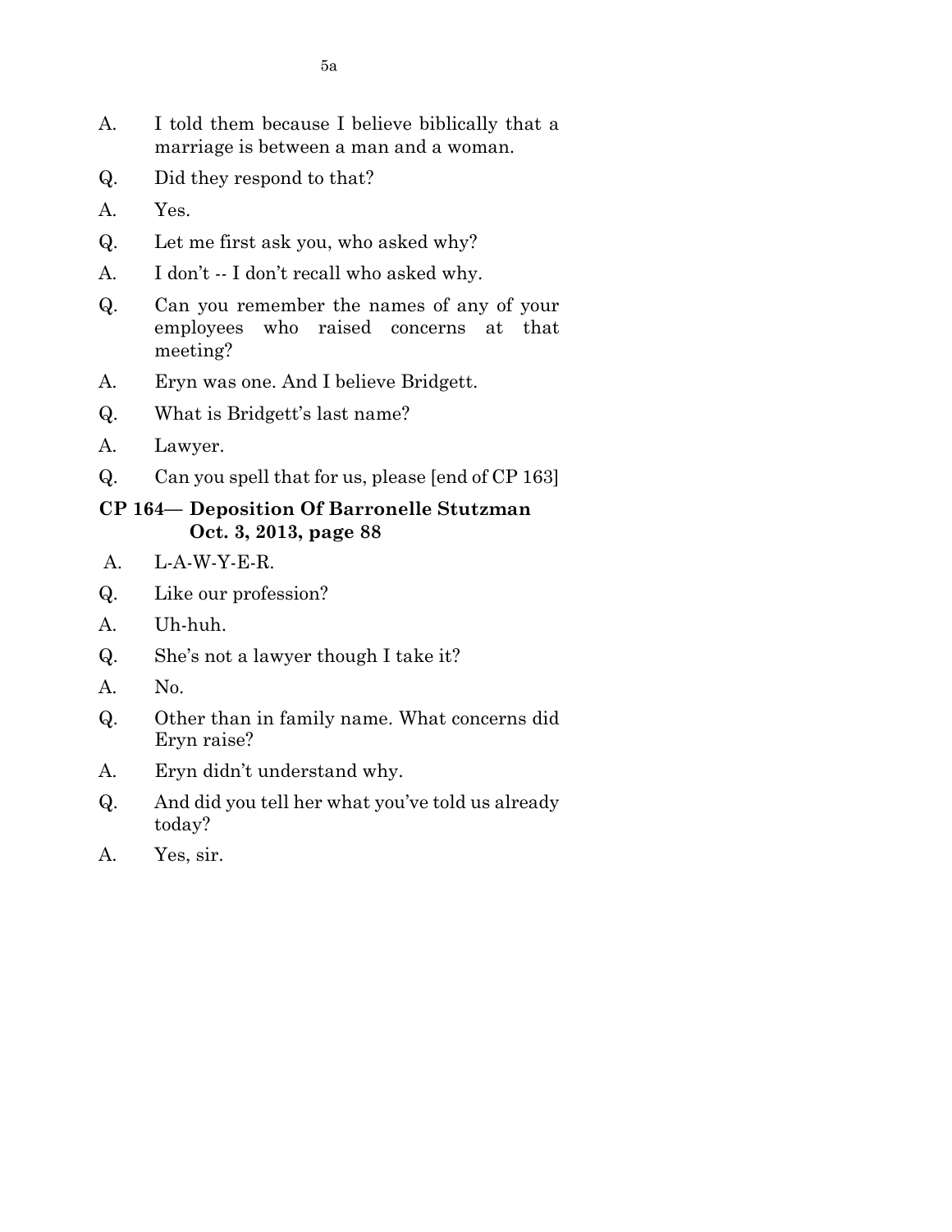A. I told them because I believe biblically that a marriage is between a man and a woman.

Q. Did they respond to that?

A. Yes.

Q. Let me first ask you, who asked why?

A. I don't -- I don't recall who asked why.

Q. Can you remember the names of any of your employees who raised concerns at that meeting?

A. Eryn was one. And I believe Bridgett.

Q. What is Bridgett's last name?

A. Lawyer.

Q. Can you spell that for us, please [end of CP 163]

**CP 164— Deposition Of Barronelle Stutzman Oct. 3, 2013, page 88**

A. L-A-W-Y-E-R.

Q. Like our profession?

A. Uh-huh.

Q. She's not a lawyer though I take it?

A. No.

Q. Other than in family name. What concerns did Eryn raise?

A. Eryn didn't understand why.

Q. And did you tell her what you've told us already today?

A. Yes, sir.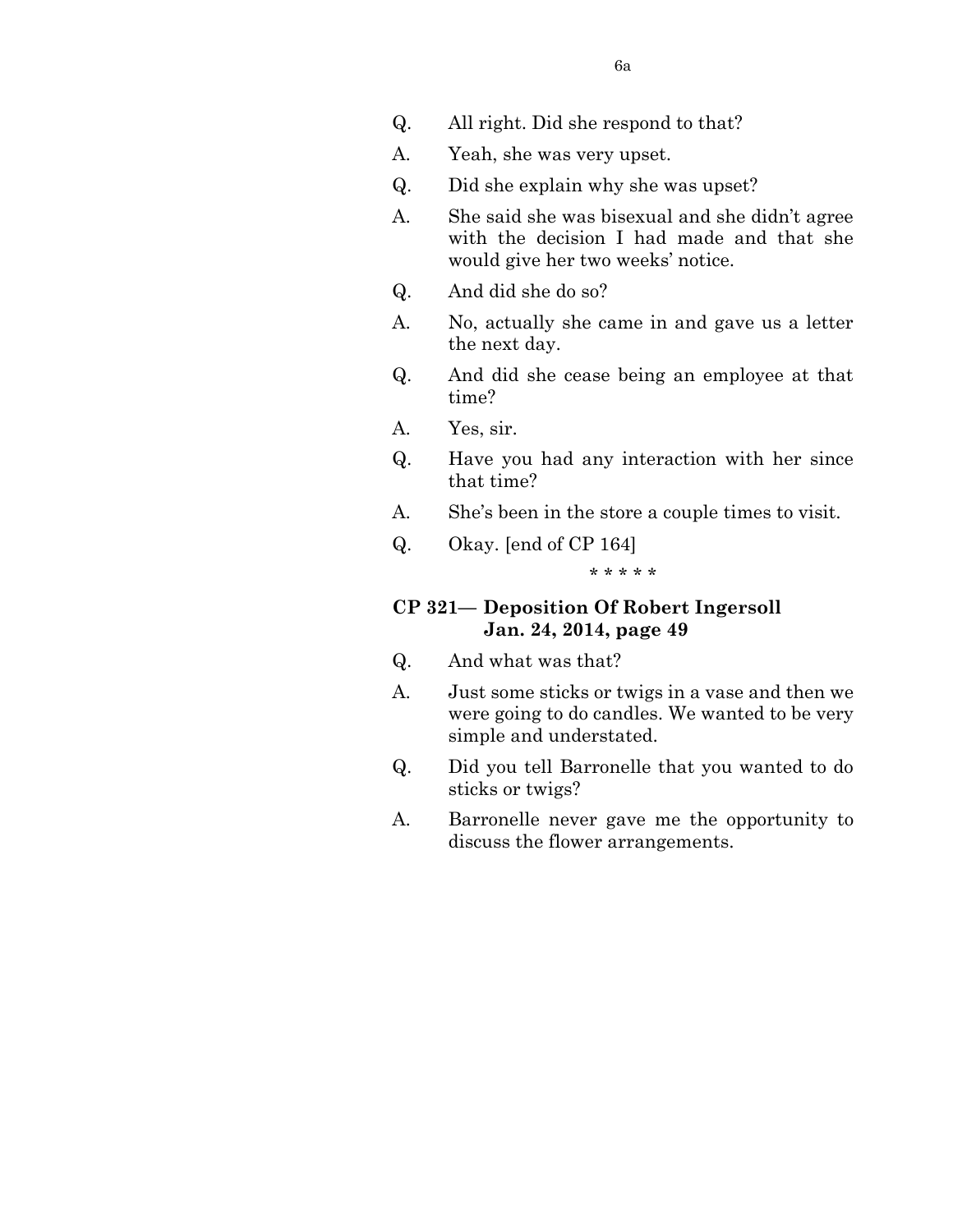Q. All right. Did she respond to that?

A. Yeah, she was very upset.

Q. Did she explain why she was upset?

A. She said she was bisexual and she didn't agree with the decision I had made and that she would give her two weeks' notice.

Q. And did she do so?

A. No, actually she came in and gave us a letter the next day.

Q. And did she cease being an employee at that time?

A. Yes, sir.

Q. Have you had any interaction with her since that time?

A. She's been in the store a couple times to visit.

Q. Okay. [end of CP 164]

\* \* \* \* \*

**CP 321— Deposition Of Robert Ingersoll Jan. 24, 2014, page 49**

Q. And what was that?

A. Just some sticks or twigs in a vase and then we were going to do candles. We wanted to be very simple and understated.

Q. Did you tell Barronelle that you wanted to do sticks or twigs?

A. Barronelle never gave me the opportunity to discuss the flower arrangements.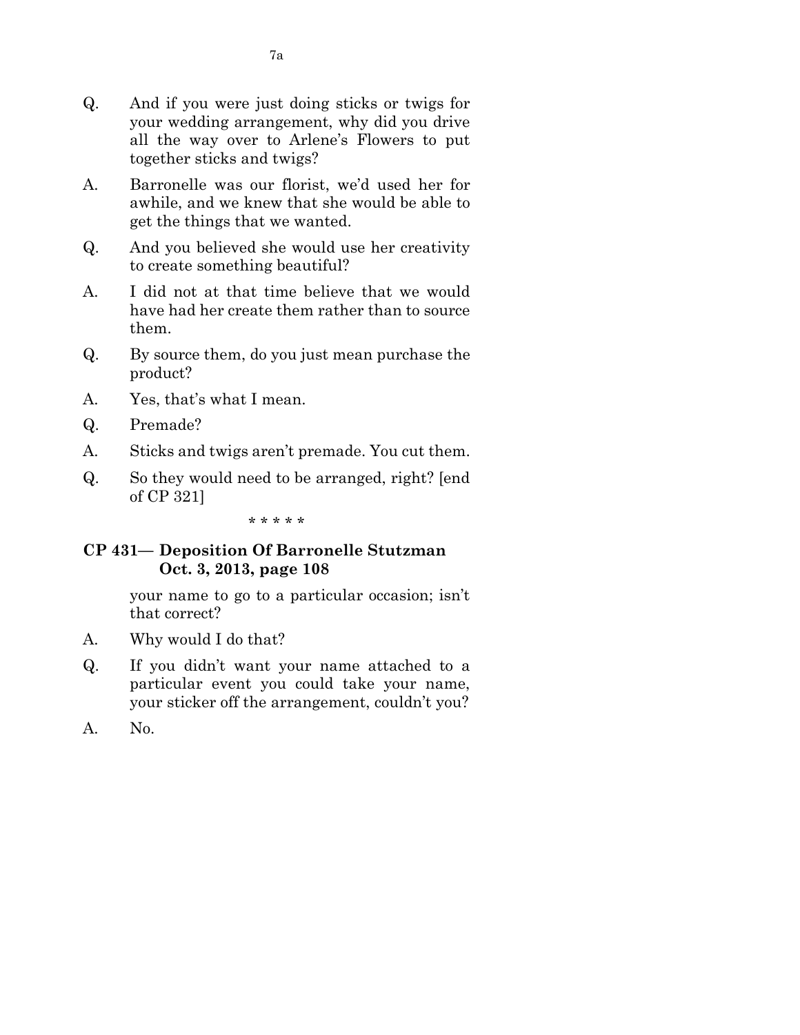Q. And if you were just doing sticks or twigs for your wedding arrangement, why did you drive all the way over to Arlene's Flowers to put together sticks and twigs?

A. Barronelle was our florist, we'd used her for awhile, and we knew that she would be able to get the things that we wanted.

Q. And you believed she would use her creativity to create something beautiful?

A. I did not at that time believe that we would have had her create them rather than to source them.

Q. By source them, do you just mean purchase the product?

A. Yes, that's what I mean.

Q. Premade?

A. Sticks and twigs aren't premade. You cut them.

Q. So they would need to be arranged, right? [end of CP 321]

\* \* \* \* \*

### CP 431— Deposition Of Barronelle Stutzman Oct. 3, 2013, page 108

your name to go to a particular occasion; isn't that correct?

A. Why would I do that?

Q. If you didn't want your name attached to a particular event you could take your name, your sticker off the arrangement, couldn't you?

A. No.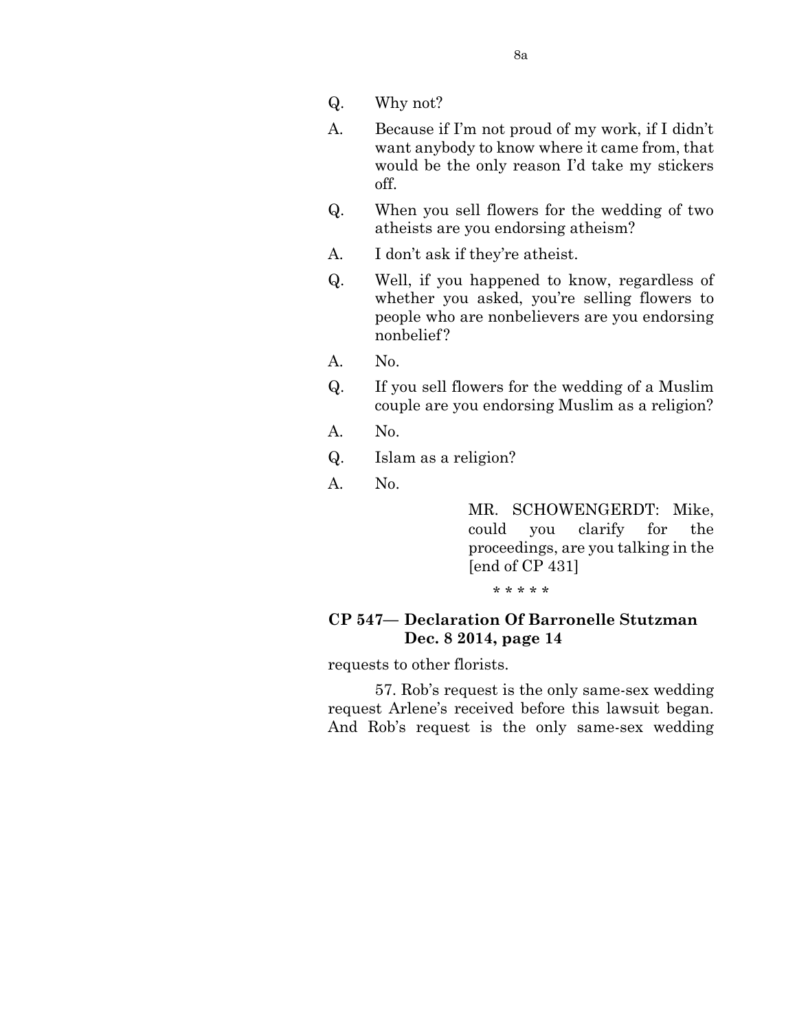Q. Why not?

A. Because if I'm not proud of my work, if I didn't want anybody to know where it came from, that would be the only reason I'd take my stickers off.

Q. When you sell flowers for the wedding of two atheists are you endorsing atheism?

A. I don't ask if they're atheist.

Q. Well, if you happened to know, regardless of whether you asked, you're selling flowers to people who are nonbelievers are you endorsing nonbelief?

A. No.

Q. If you sell flowers for the wedding of a Muslim couple are you endorsing Muslim as a religion?

A. No.

Q. Islam as a religion?

A. No.

MR. SCHOWENGERDT: Mike, could you clarify for the proceedings, are you talking in the [end of CP 431]

\* \* \* \* \*

**CP 547— Declaration Of Barronelle Stutzman Dec. 8 2014, page 14**

requests to other florists.

57. Rob's request is the only same-sex wedding request Arlene's received before this lawsuit began. And Rob's request is the only same-sex wedding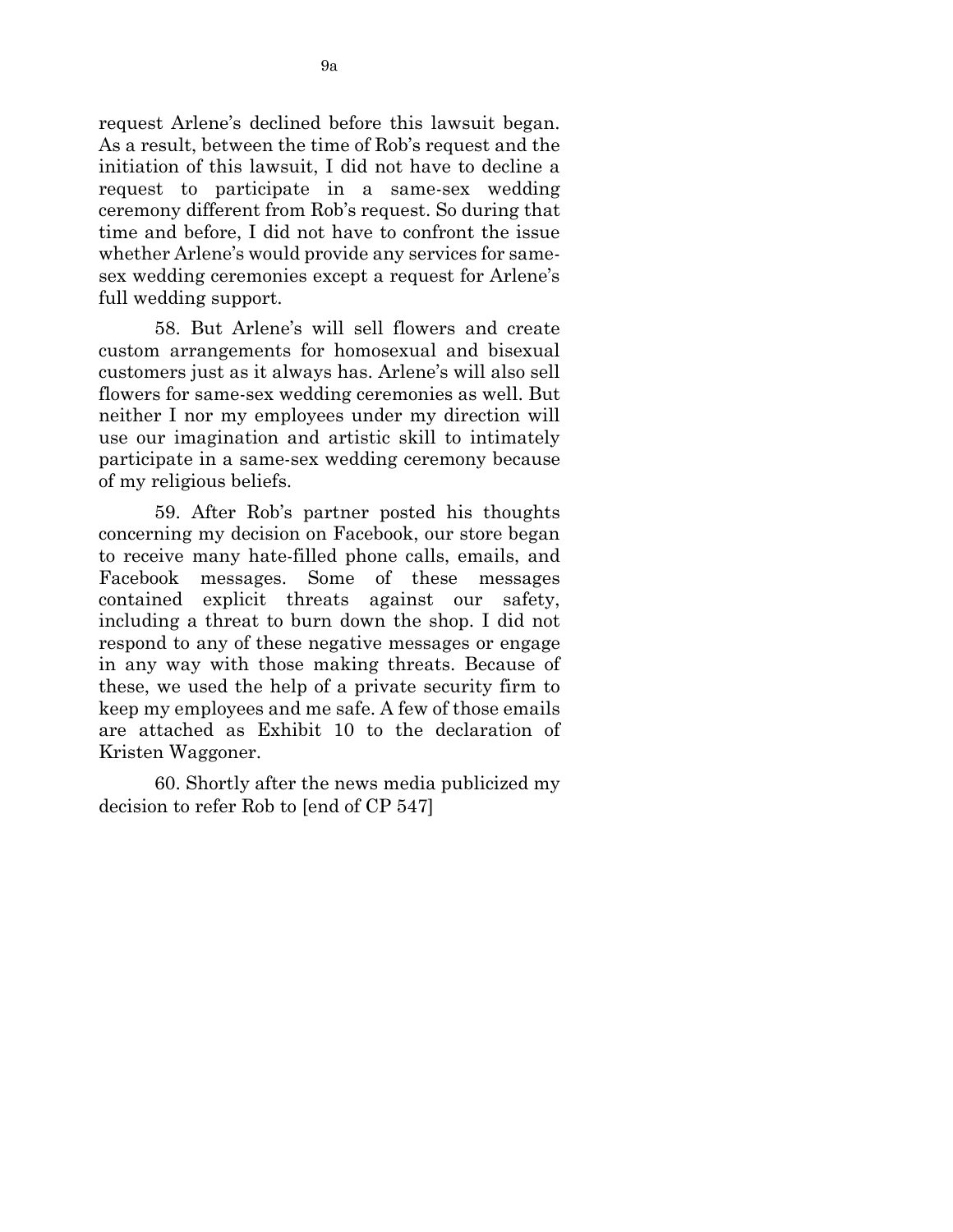request Arlene's declined before this lawsuit began. As a result, between the time of Rob's request and the initiation of this lawsuit, I did not have to decline a request to participate in a same-sex wedding ceremony different from Rob's request. So during that time and before, I did not have to confront the issue whether Arlene's would provide any services for same-sex wedding ceremonies except a request for Arlene's full wedding support.

58. But Arlene's will sell flowers and create custom arrangements for homosexual and bisexual customers just as it always has. Arlene's will also sell flowers for same-sex wedding ceremonies as well. But neither I nor my employees under my direction will use our imagination and artistic skill to intimately participate in a same-sex wedding ceremony because of my religious beliefs.

59. After Rob's partner posted his thoughts concerning my decision on Facebook, our store began to receive many hate-filled phone calls, emails, and Facebook messages. Some of these messages contained explicit threats against our safety, including a threat to burn down the shop. I did not respond to any of these negative messages or engage in any way with those making threats. Because of these, we used the help of a private security firm to keep my employees and me safe. A few of those emails are attached as Exhibit 10 to the declaration of Kristen Waggoner.

60. Shortly after the news media publicized my decision to refer Rob to [end of CP 547]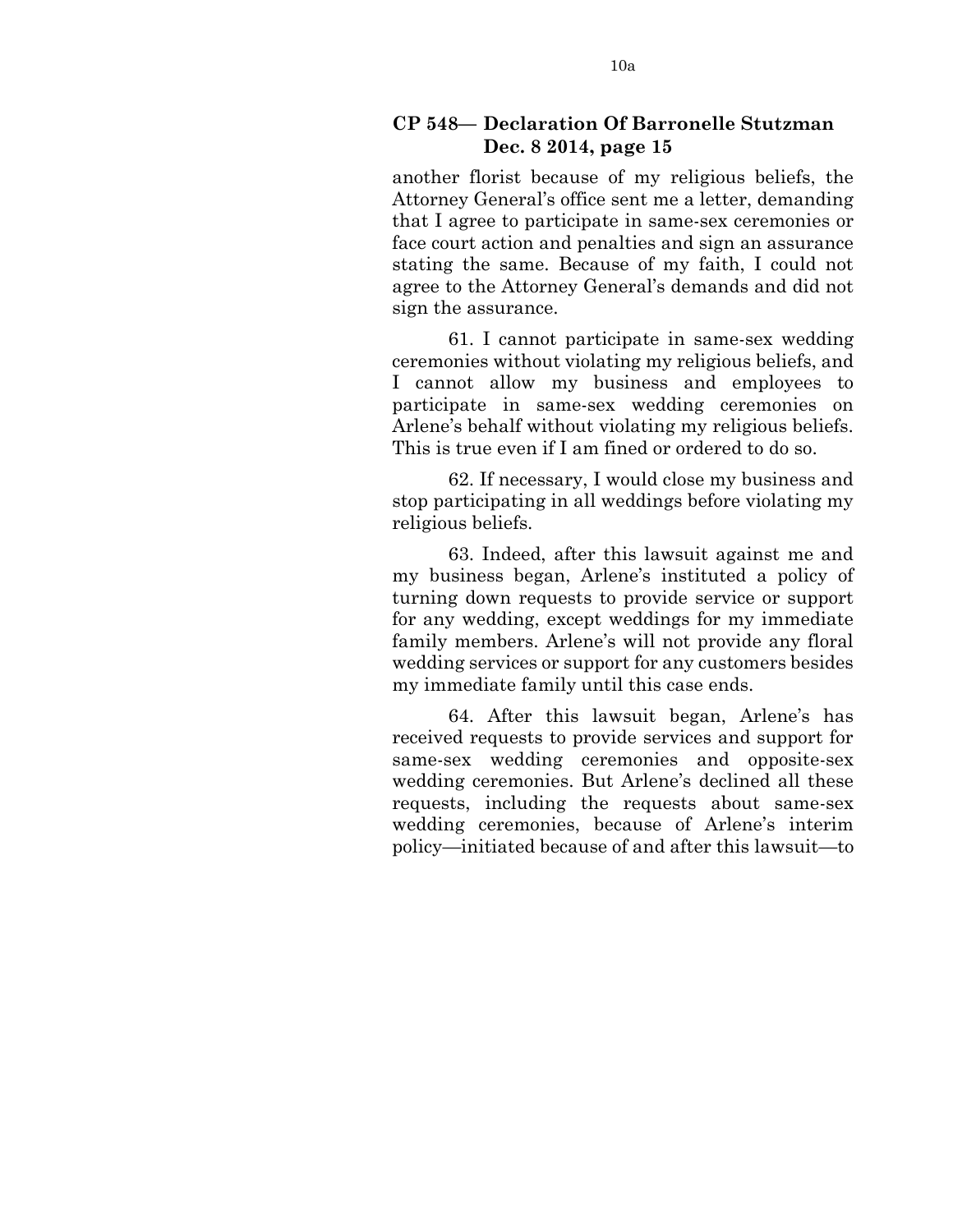### CP 548— Declaration Of Barronelle Stutzman Dec. 8 2014, page 15

another florist because of my religious beliefs, the Attorney General's office sent me a letter, demanding that I agree to participate in same-sex ceremonies or face court action and penalties and sign an assurance stating the same. Because of my faith, I could not agree to the Attorney General's demands and did not sign the assurance.

61. I cannot participate in same-sex wedding ceremonies without violating my religious beliefs, and I cannot allow my business and employees to participate in same-sex wedding ceremonies on Arlene's behalf without violating my religious beliefs. This is true even if I am fined or ordered to do so.

62. If necessary, I would close my business and stop participating in all weddings before violating my religious beliefs.

63. Indeed, after this lawsuit against me and my business began, Arlene's instituted a policy of turning down requests to provide service or support for any wedding, except weddings for my immediate family members. Arlene's will not provide any floral wedding services or support for any customers besides my immediate family until this case ends.

64. After this lawsuit began, Arlene's has received requests to provide services and support for same-sex wedding ceremonies and opposite-sex wedding ceremonies. But Arlene's declined all these requests, including the requests about same-sex wedding ceremonies, because of Arlene's interim policy—initiated because of and after this lawsuit—to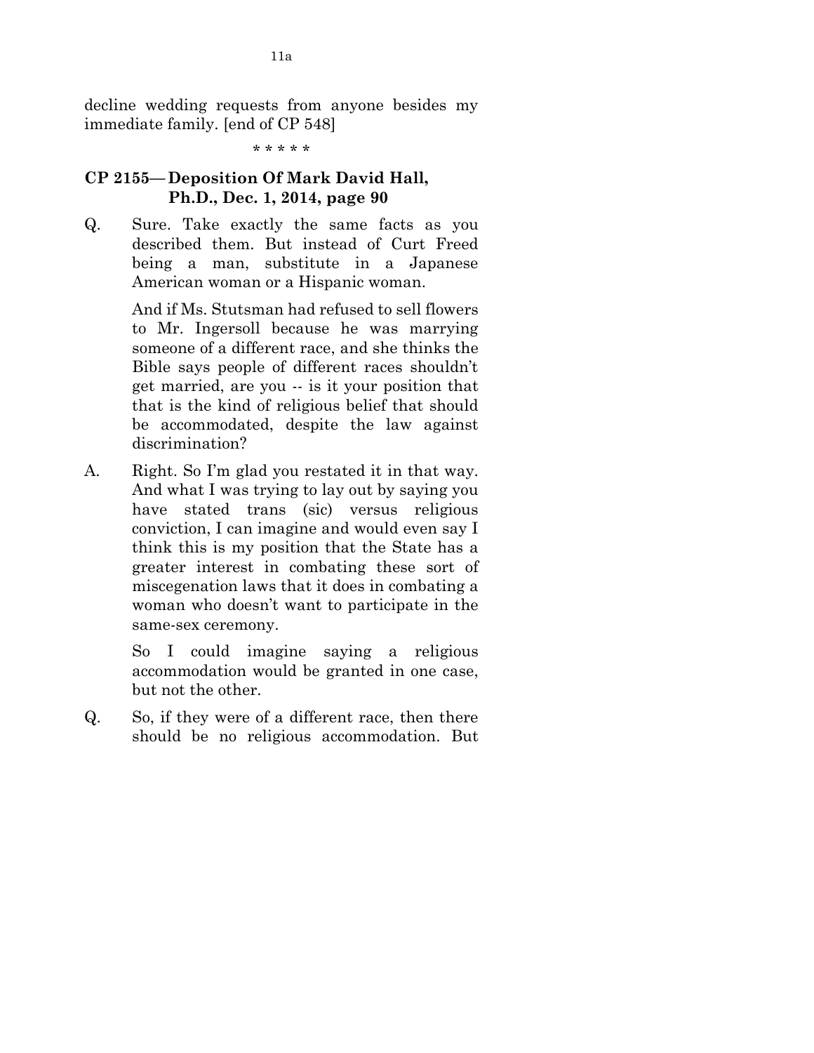decline wedding requests from anyone besides my immediate family. [end of CP 548]

\* \* \* \* \*

### CP 2155— Deposition Of Mark David Hall, Ph.D., Dec. 1, 2014, page 90

Q. Sure. Take exactly the same facts as you described them. But instead of Curt Freed being a man, substitute in a Japanese American woman or a Hispanic woman.

And if Ms. Stutsman had refused to sell flowers to Mr. Ingersoll because he was marrying someone of a different race, and she thinks the Bible says people of different races shouldn't get married, are you -- is it your position that that is the kind of religious belief that should be accommodated, despite the law against discrimination?

A. Right. So I'm glad you restated it in that way. And what I was trying to lay out by saying you have stated trans (sic) versus religious conviction, I can imagine and would even say I think this is my position that the State has a greater interest in combating these sort of miscegenation laws that it does in combating a woman who doesn't want to participate in the same-sex ceremony.

So I could imagine saying a religious accommodation would be granted in one case, but not the other.

Q. So, if they were of a different race, then there should be no religious accommodation. But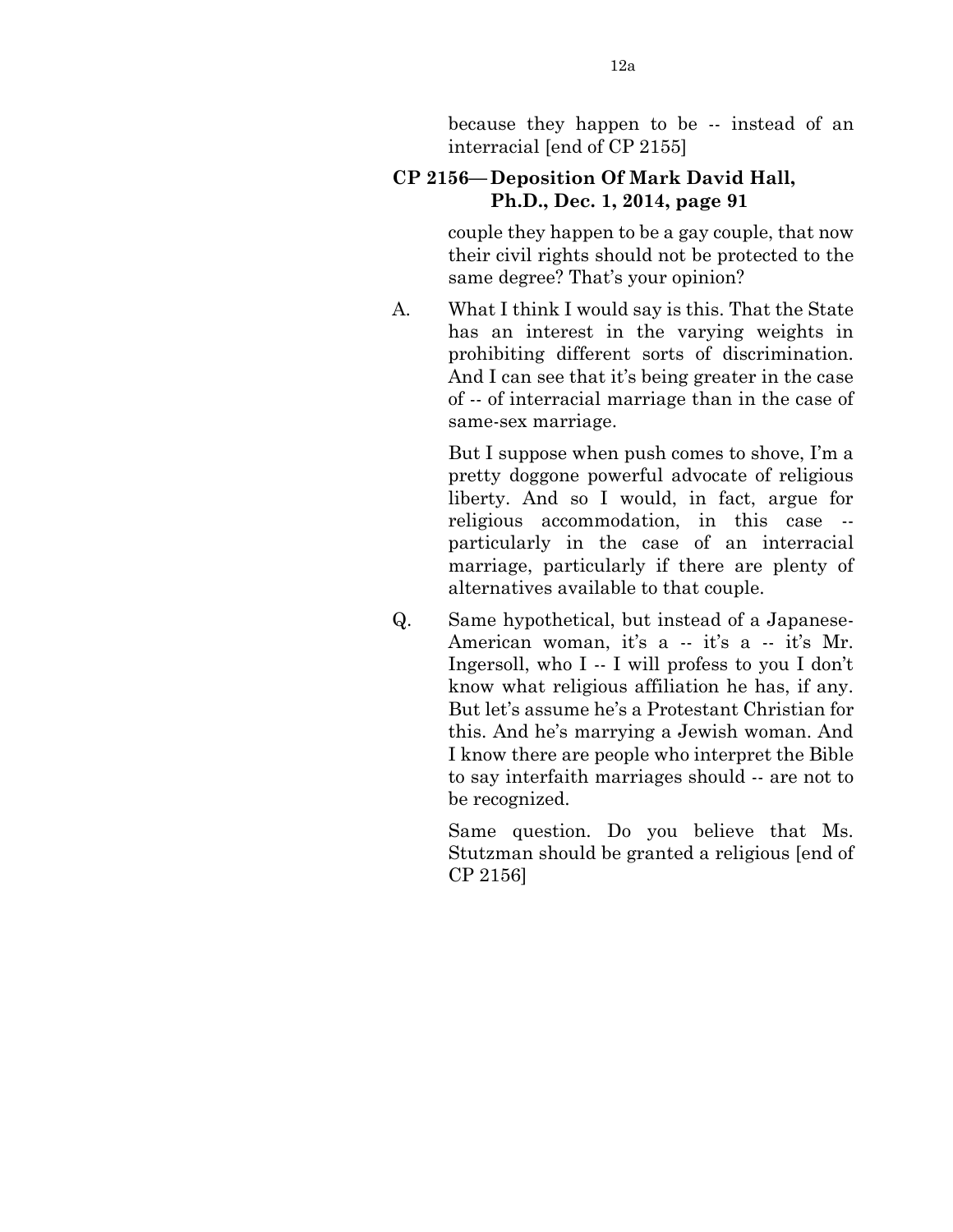because they happen to be -- instead of an interracial [end of CP 2155]

### CP 2156— Deposition Of Mark David Hall, Ph.D., Dec. 1, 2014, page 91

couple they happen to be a gay couple, that now their civil rights should not be protected to the same degree? That's your opinion?

A. What I think I would say is this. That the State has an interest in the varying weights in prohibiting different sorts of discrimination. And I can see that it's being greater in the case of -- of interracial marriage than in the case of same-sex marriage.

But I suppose when push comes to shove, I'm a pretty doggone powerful advocate of religious liberty. And so I would, in fact, argue for religious accommodation, in this case -- particularly in the case of an interracial marriage, particularly if there are plenty of alternatives available to that couple.

Q. Same hypothetical, but instead of a Japanese-American woman, it's a -- it's a -- it's Mr. Ingersoll, who I -- I will profess to you I don't know what religious affiliation he has, if any. But let's assume he's a Protestant Christian for this. And he's marrying a Jewish woman. And I know there are people who interpret the Bible to say interfaith marriages should -- are not to be recognized.

Same question. Do you believe that Ms. Stutzman should be granted a religious [end of CP 2156]